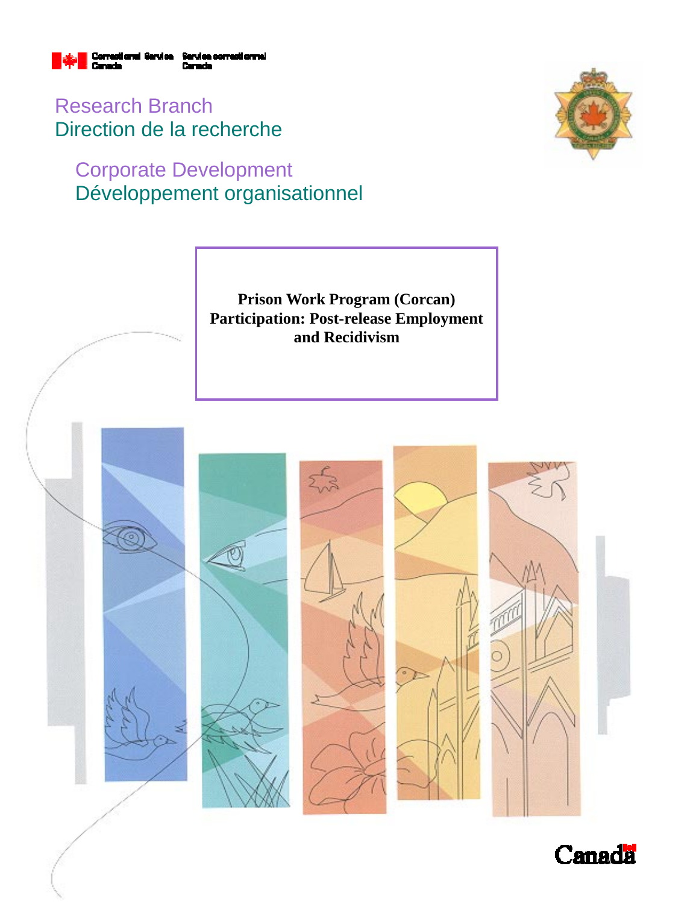Correctional Service Canada | Service correctionnel Canada

Research Branch
Direction de la recherche

Corporate Development
Développement organisationnel

# Prison Work Program (Corcan) Participation: Post-release Employment and Recidivism

Canada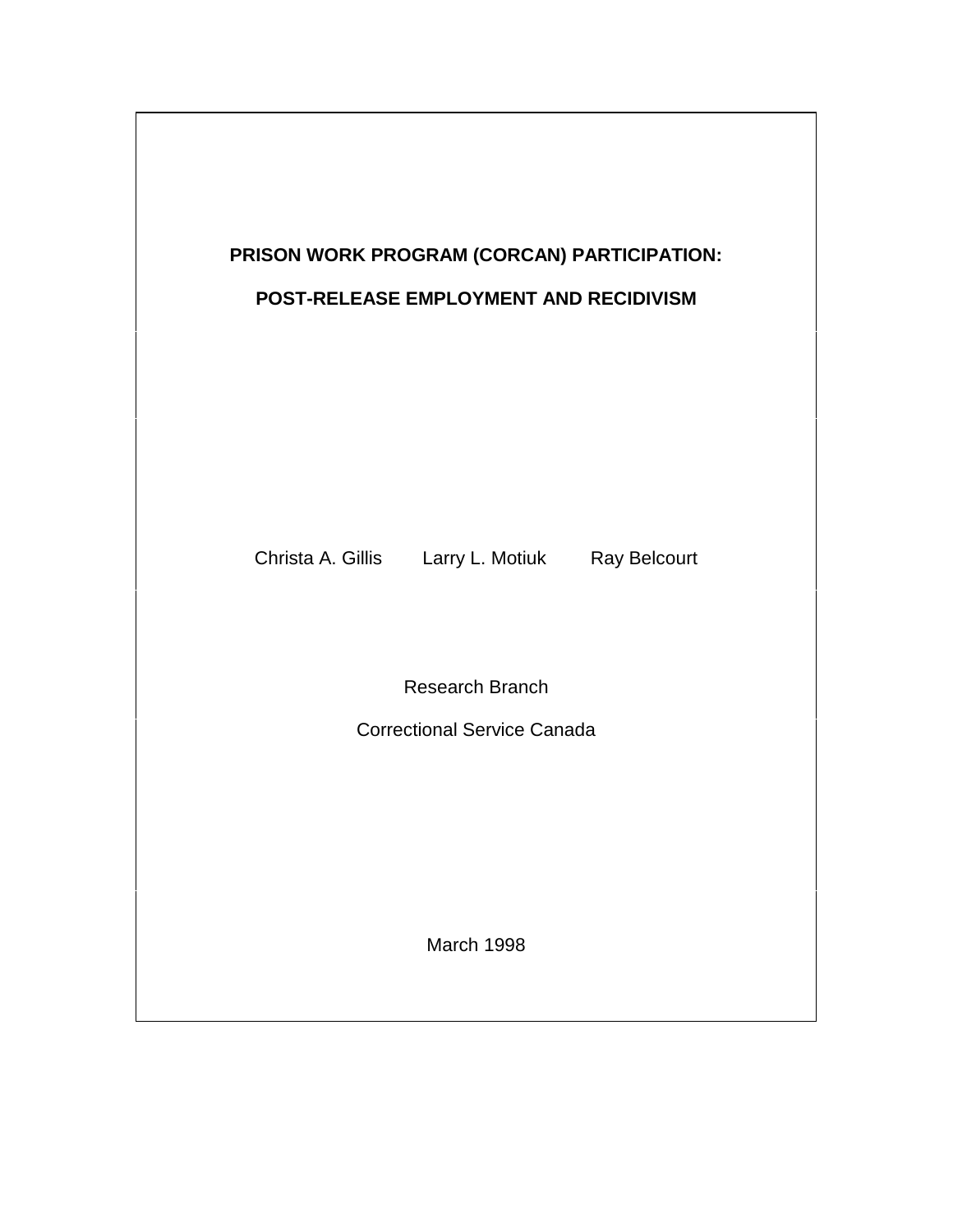**PRISON WORK PROGRAM (CORCAN) PARTICIPATION:**

**POST-RELEASE EMPLOYMENT AND RECIDIVISM**

Christa A. Gillis Larry L. Motiuk Ray Belcourt

Research Branch

Correctional Service Canada

March 1998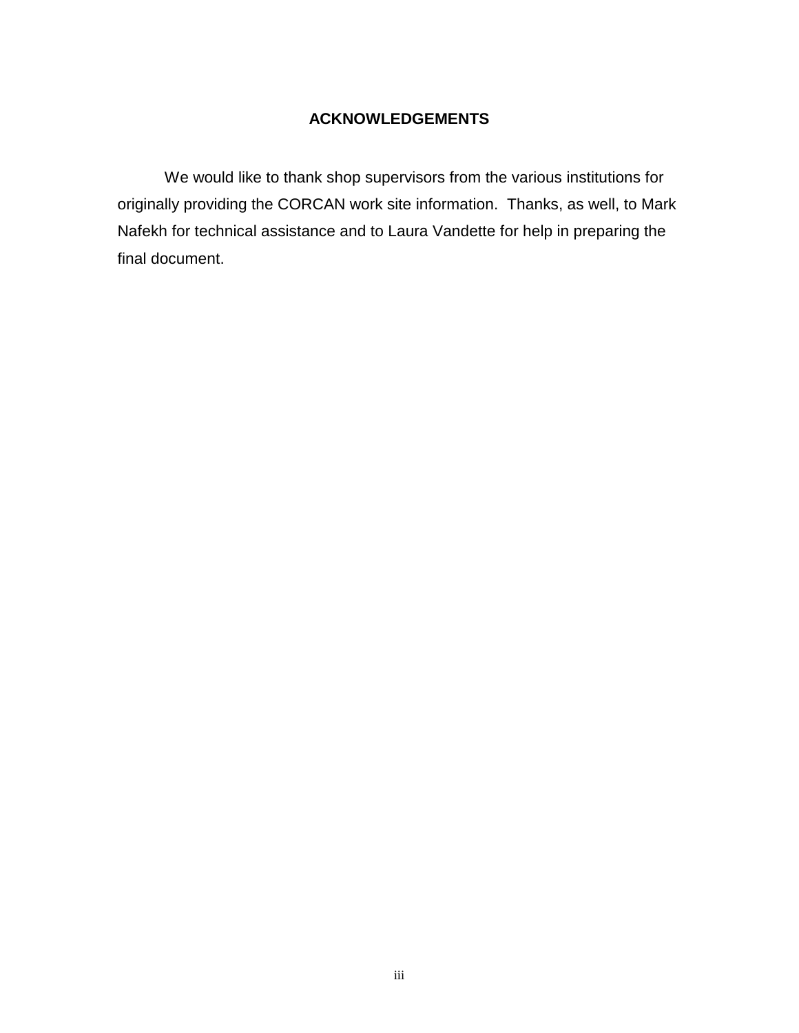## ACKNOWLEDGEMENTS

We would like to thank shop supervisors from the various institutions for originally providing the CORCAN work site information. Thanks, as well, to Mark Nafekh for technical assistance and to Laura Vandette for help in preparing the final document.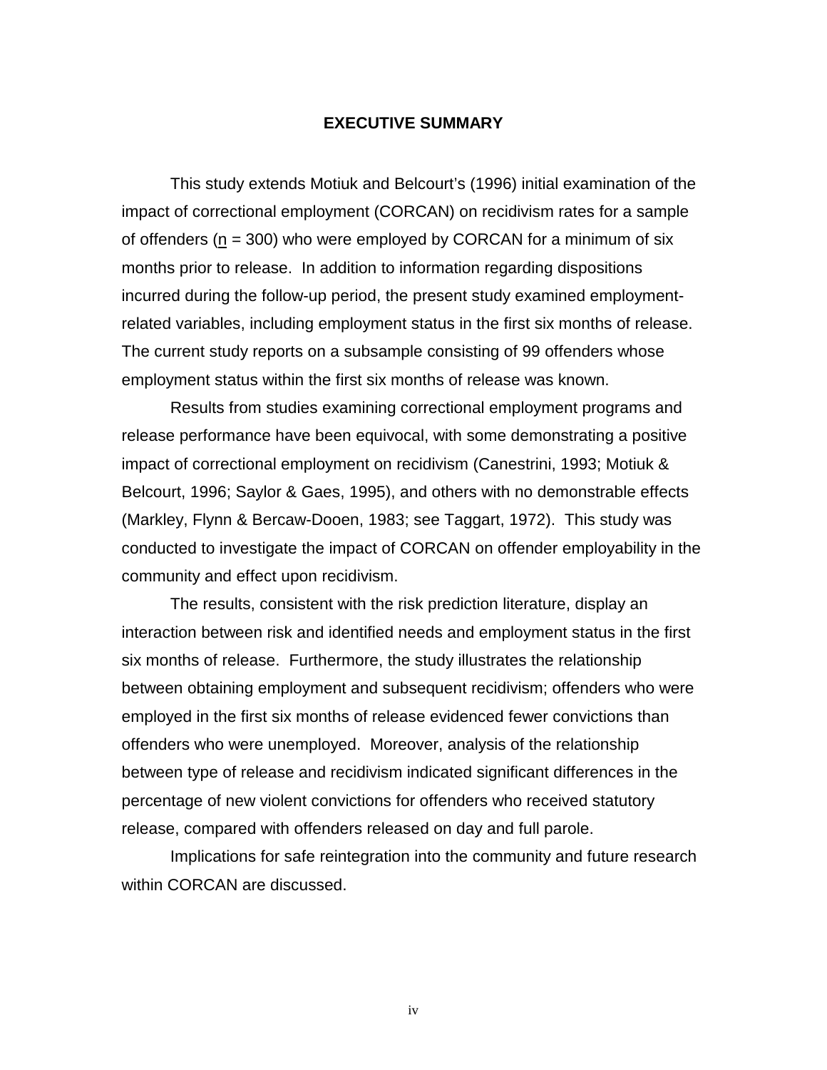## EXECUTIVE SUMMARY

This study extends Motiuk and Belcourt's (1996) initial examination of the impact of correctional employment (CORCAN) on recidivism rates for a sample of offenders (n = 300) who were employed by CORCAN for a minimum of six months prior to release. In addition to information regarding dispositions incurred during the follow-up period, the present study examined employment-related variables, including employment status in the first six months of release. The current study reports on a subsample consisting of 99 offenders whose employment status within the first six months of release was known.

Results from studies examining correctional employment programs and release performance have been equivocal, with some demonstrating a positive impact of correctional employment on recidivism (Canestrini, 1993; Motiuk & Belcourt, 1996; Saylor & Gaes, 1995), and others with no demonstrable effects (Markley, Flynn & Bercaw-Dooen, 1983; see Taggart, 1972). This study was conducted to investigate the impact of CORCAN on offender employability in the community and effect upon recidivism.

The results, consistent with the risk prediction literature, display an interaction between risk and identified needs and employment status in the first six months of release. Furthermore, the study illustrates the relationship between obtaining employment and subsequent recidivism; offenders who were employed in the first six months of release evidenced fewer convictions than offenders who were unemployed. Moreover, analysis of the relationship between type of release and recidivism indicated significant differences in the percentage of new violent convictions for offenders who received statutory release, compared with offenders released on day and full parole.

Implications for safe reintegration into the community and future research within CORCAN are discussed.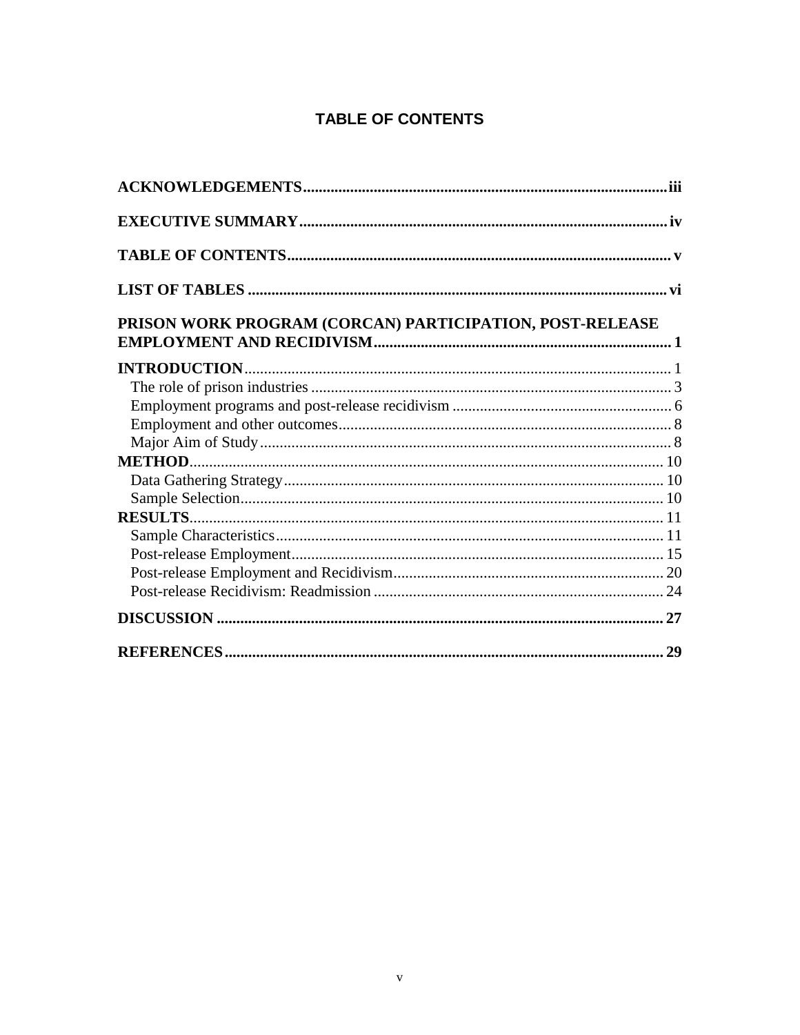# TABLE OF CONTENTS

**ACKNOWLEDGEMENTS** ........ **iii**

**EXECUTIVE SUMMARY** ........ **iv**

**TABLE OF CONTENTS** ........ **v**

**LIST OF TABLES** ........ **vi**

**PRISON WORK PROGRAM (CORCAN) PARTICIPATION, POST-RELEASE EMPLOYMENT AND RECIDIVISM** ........ **1**

**INTRODUCTION** ........ 1

- The role of prison industries ........ 3
- Employment programs and post-release recidivism ........ 6
- Employment and other outcomes ........ 8
- Major Aim of Study ........ 8

**METHOD** ........ 10

- Data Gathering Strategy ........ 10
- Sample Selection ........ 10

**RESULTS** ........ 11

- Sample Characteristics ........ 11
- Post-release Employment ........ 15
- Post-release Employment and Recidivism ........ 20
- Post-release Recidivism: Readmission ........ 24

**DISCUSSION** ........ **27**

**REFERENCES** ........ **29**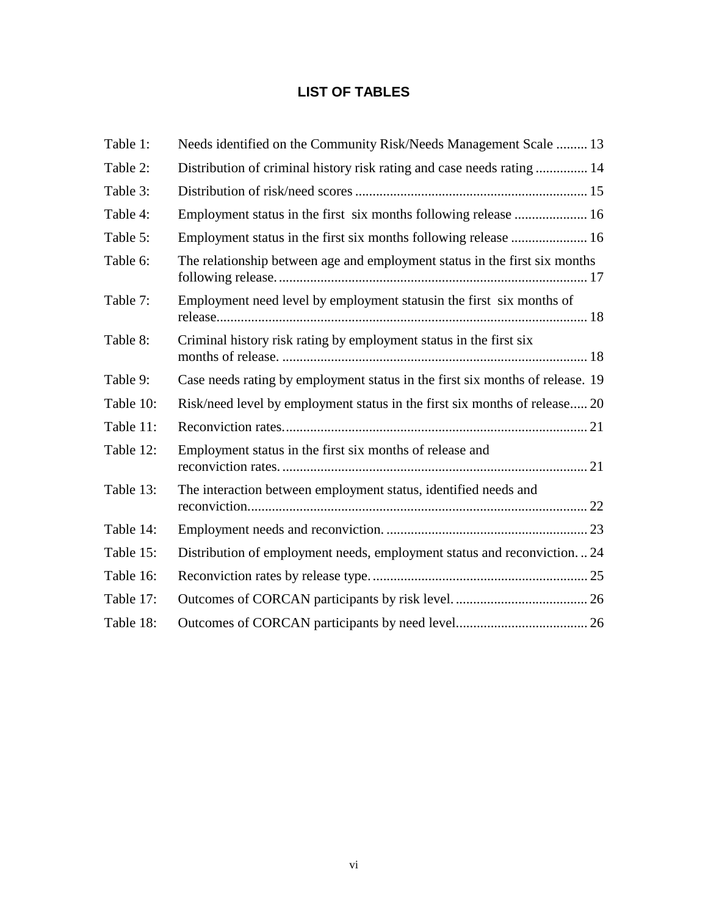## LIST OF TABLES

| | | |
|---|---|---|
| Table 1: | Needs identified on the Community Risk/Needs Management Scale | 13 |
| Table 2: | Distribution of criminal history risk rating and case needs rating | 14 |
| Table 3: | Distribution of risk/need scores | 15 |
| Table 4: | Employment status in the first six months following release | 16 |
| Table 5: | Employment status in the first six months following release | 16 |
| Table 6: | The relationship between age and employment status in the first six months following release. | 17 |
| Table 7: | Employment need level by employment statusin the first six months of release. | 18 |
| Table 8: | Criminal history risk rating by employment status in the first six months of release. | 18 |
| Table 9: | Case needs rating by employment status in the first six months of release. | 19 |
| Table 10: | Risk/need level by employment status in the first six months of release. | 20 |
| Table 11: | Reconviction rates. | 21 |
| Table 12: | Employment status in the first six months of release and reconviction rates. | 21 |
| Table 13: | The interaction between employment status, identified needs and reconviction. | 22 |
| Table 14: | Employment needs and reconviction. | 23 |
| Table 15: | Distribution of employment needs, employment status and reconviction. | 24 |
| Table 16: | Reconviction rates by release type. | 25 |
| Table 17: | Outcomes of CORCAN participants by risk level. | 26 |
| Table 18: | Outcomes of CORCAN participants by need level. | 26 |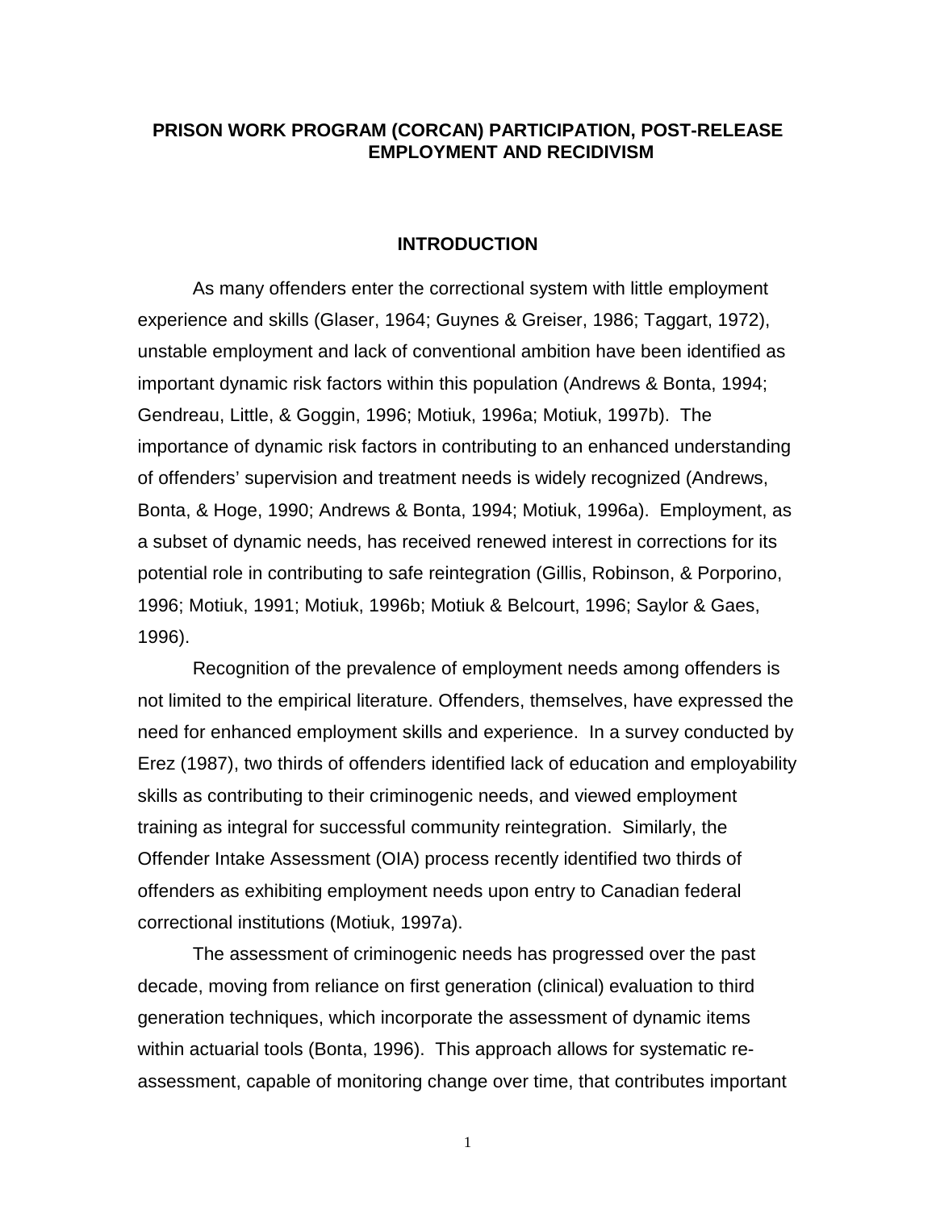## PRISON WORK PROGRAM (CORCAN) PARTICIPATION, POST-RELEASE EMPLOYMENT AND RECIDIVISM

### INTRODUCTION

As many offenders enter the correctional system with little employment experience and skills (Glaser, 1964; Guynes & Greiser, 1986; Taggart, 1972), unstable employment and lack of conventional ambition have been identified as important dynamic risk factors within this population (Andrews & Bonta, 1994; Gendreau, Little, & Goggin, 1996; Motiuk, 1996a; Motiuk, 1997b). The importance of dynamic risk factors in contributing to an enhanced understanding of offenders' supervision and treatment needs is widely recognized (Andrews, Bonta, & Hoge, 1990; Andrews & Bonta, 1994; Motiuk, 1996a). Employment, as a subset of dynamic needs, has received renewed interest in corrections for its potential role in contributing to safe reintegration (Gillis, Robinson, & Porporino, 1996; Motiuk, 1991; Motiuk, 1996b; Motiuk & Belcourt, 1996; Saylor & Gaes, 1996).

Recognition of the prevalence of employment needs among offenders is not limited to the empirical literature. Offenders, themselves, have expressed the need for enhanced employment skills and experience. In a survey conducted by Erez (1987), two thirds of offenders identified lack of education and employability skills as contributing to their criminogenic needs, and viewed employment training as integral for successful community reintegration. Similarly, the Offender Intake Assessment (OIA) process recently identified two thirds of offenders as exhibiting employment needs upon entry to Canadian federal correctional institutions (Motiuk, 1997a).

The assessment of criminogenic needs has progressed over the past decade, moving from reliance on first generation (clinical) evaluation to third generation techniques, which incorporate the assessment of dynamic items within actuarial tools (Bonta, 1996). This approach allows for systematic re-assessment, capable of monitoring change over time, that contributes important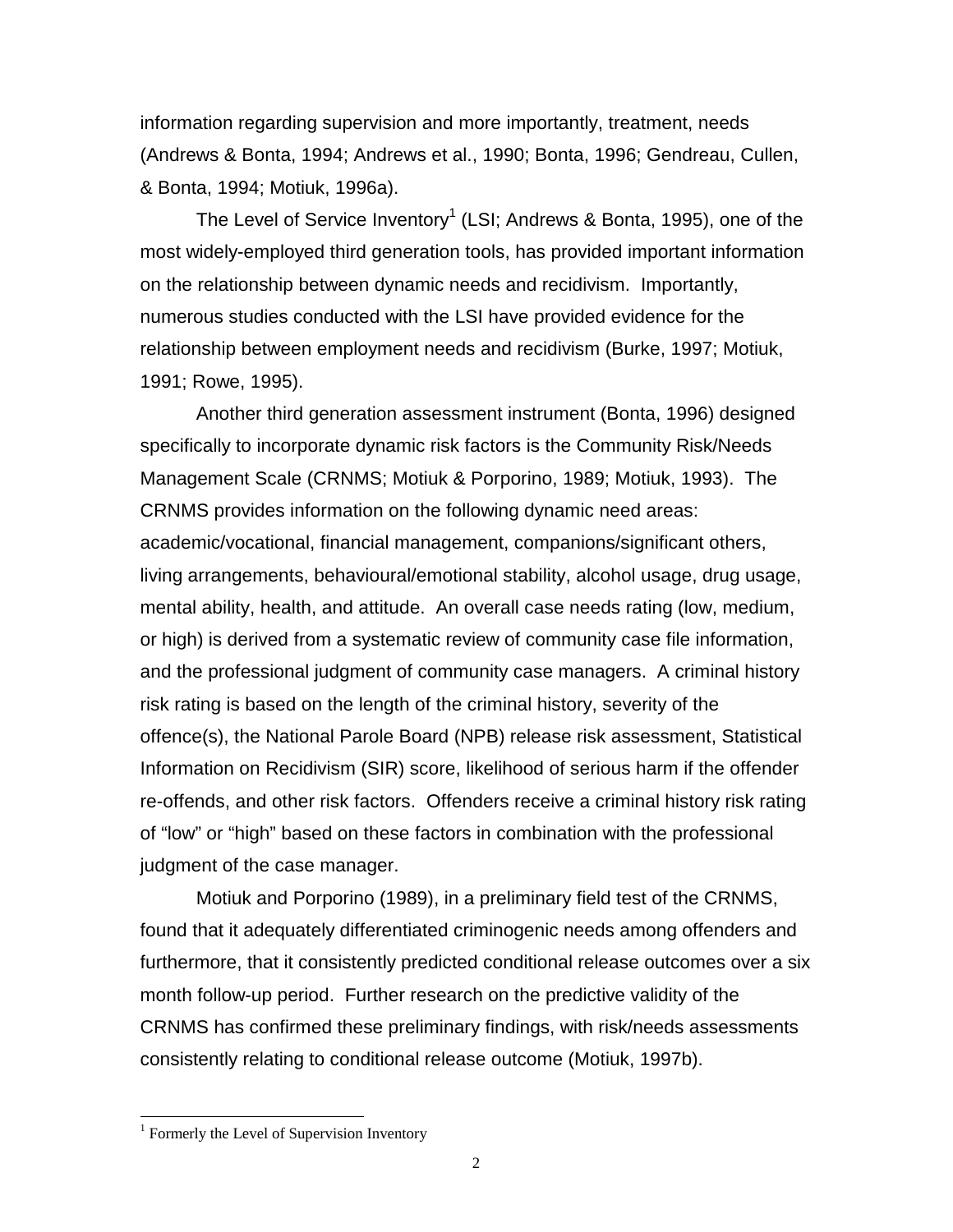information regarding supervision and more importantly, treatment, needs (Andrews & Bonta, 1994; Andrews et al., 1990; Bonta, 1996; Gendreau, Cullen, & Bonta, 1994; Motiuk, 1996a).

The Level of Service Inventory[1] (LSI; Andrews & Bonta, 1995), one of the most widely-employed third generation tools, has provided important information on the relationship between dynamic needs and recidivism. Importantly, numerous studies conducted with the LSI have provided evidence for the relationship between employment needs and recidivism (Burke, 1997; Motiuk, 1991; Rowe, 1995).

Another third generation assessment instrument (Bonta, 1996) designed specifically to incorporate dynamic risk factors is the Community Risk/Needs Management Scale (CRNMS; Motiuk & Porporino, 1989; Motiuk, 1993). The CRNMS provides information on the following dynamic need areas: academic/vocational, financial management, companions/significant others, living arrangements, behavioural/emotional stability, alcohol usage, drug usage, mental ability, health, and attitude. An overall case needs rating (low, medium, or high) is derived from a systematic review of community case file information, and the professional judgment of community case managers. A criminal history risk rating is based on the length of the criminal history, severity of the offence(s), the National Parole Board (NPB) release risk assessment, Statistical Information on Recidivism (SIR) score, likelihood of serious harm if the offender re-offends, and other risk factors. Offenders receive a criminal history risk rating of "low" or "high" based on these factors in combination with the professional judgment of the case manager.

Motiuk and Porporino (1989), in a preliminary field test of the CRNMS, found that it adequately differentiated criminogenic needs among offenders and furthermore, that it consistently predicted conditional release outcomes over a six month follow-up period. Further research on the predictive validity of the CRNMS has confirmed these preliminary findings, with risk/needs assessments consistently relating to conditional release outcome (Motiuk, 1997b).

[1] Formerly the Level of Supervision Inventory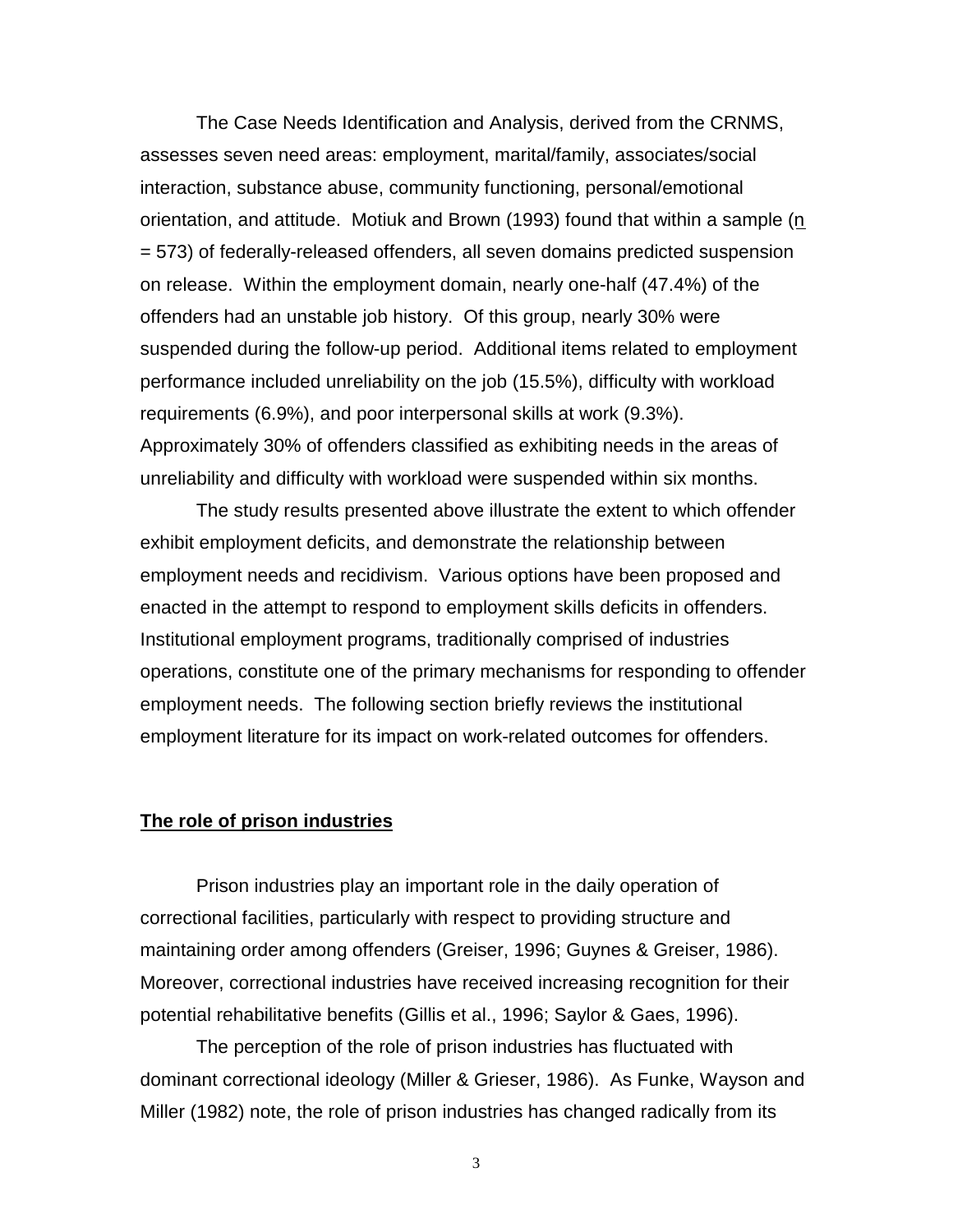The Case Needs Identification and Analysis, derived from the CRNMS, assesses seven need areas: employment, marital/family, associates/social interaction, substance abuse, community functioning, personal/emotional orientation, and attitude. Motiuk and Brown (1993) found that within a sample (n = 573) of federally-released offenders, all seven domains predicted suspension on release. Within the employment domain, nearly one-half (47.4%) of the offenders had an unstable job history. Of this group, nearly 30% were suspended during the follow-up period. Additional items related to employment performance included unreliability on the job (15.5%), difficulty with workload requirements (6.9%), and poor interpersonal skills at work (9.3%). Approximately 30% of offenders classified as exhibiting needs in the areas of unreliability and difficulty with workload were suspended within six months.

The study results presented above illustrate the extent to which offender exhibit employment deficits, and demonstrate the relationship between employment needs and recidivism. Various options have been proposed and enacted in the attempt to respond to employment skills deficits in offenders. Institutional employment programs, traditionally comprised of industries operations, constitute one of the primary mechanisms for responding to offender employment needs. The following section briefly reviews the institutional employment literature for its impact on work-related outcomes for offenders.

## The role of prison industries

Prison industries play an important role in the daily operation of correctional facilities, particularly with respect to providing structure and maintaining order among offenders (Greiser, 1996; Guynes & Greiser, 1986). Moreover, correctional industries have received increasing recognition for their potential rehabilitative benefits (Gillis et al., 1996; Saylor & Gaes, 1996).

The perception of the role of prison industries has fluctuated with dominant correctional ideology (Miller & Grieser, 1986). As Funke, Wayson and Miller (1982) note, the role of prison industries has changed radically from its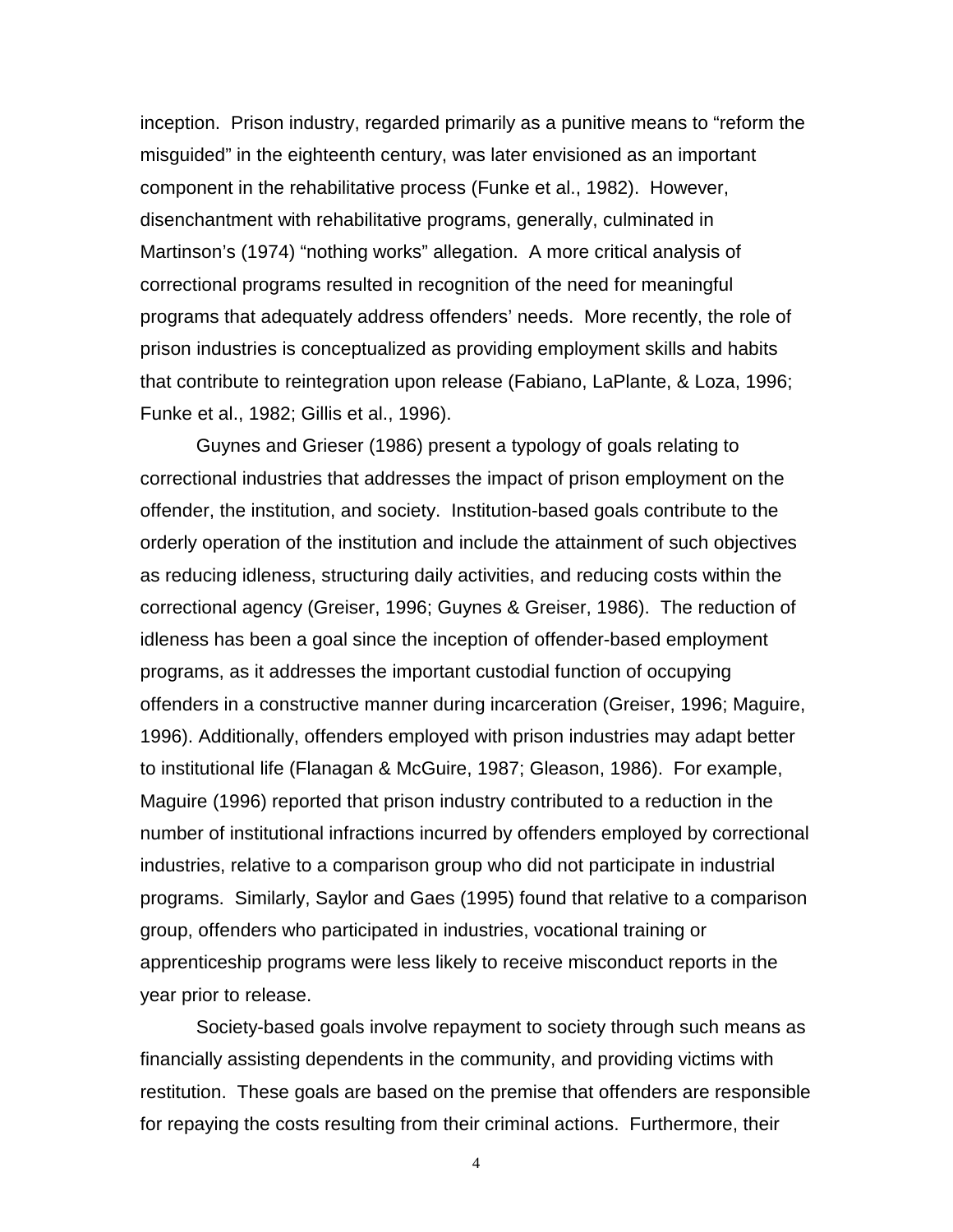inception. Prison industry, regarded primarily as a punitive means to "reform the misguided" in the eighteenth century, was later envisioned as an important component in the rehabilitative process (Funke et al., 1982). However, disenchantment with rehabilitative programs, generally, culminated in Martinson's (1974) "nothing works" allegation. A more critical analysis of correctional programs resulted in recognition of the need for meaningful programs that adequately address offenders' needs. More recently, the role of prison industries is conceptualized as providing employment skills and habits that contribute to reintegration upon release (Fabiano, LaPlante, & Loza, 1996; Funke et al., 1982; Gillis et al., 1996).

Guynes and Grieser (1986) present a typology of goals relating to correctional industries that addresses the impact of prison employment on the offender, the institution, and society. Institution-based goals contribute to the orderly operation of the institution and include the attainment of such objectives as reducing idleness, structuring daily activities, and reducing costs within the correctional agency (Greiser, 1996; Guynes & Greiser, 1986). The reduction of idleness has been a goal since the inception of offender-based employment programs, as it addresses the important custodial function of occupying offenders in a constructive manner during incarceration (Greiser, 1996; Maguire, 1996). Additionally, offenders employed with prison industries may adapt better to institutional life (Flanagan & McGuire, 1987; Gleason, 1986). For example, Maguire (1996) reported that prison industry contributed to a reduction in the number of institutional infractions incurred by offenders employed by correctional industries, relative to a comparison group who did not participate in industrial programs. Similarly, Saylor and Gaes (1995) found that relative to a comparison group, offenders who participated in industries, vocational training or apprenticeship programs were less likely to receive misconduct reports in the year prior to release.

Society-based goals involve repayment to society through such means as financially assisting dependents in the community, and providing victims with restitution. These goals are based on the premise that offenders are responsible for repaying the costs resulting from their criminal actions. Furthermore, their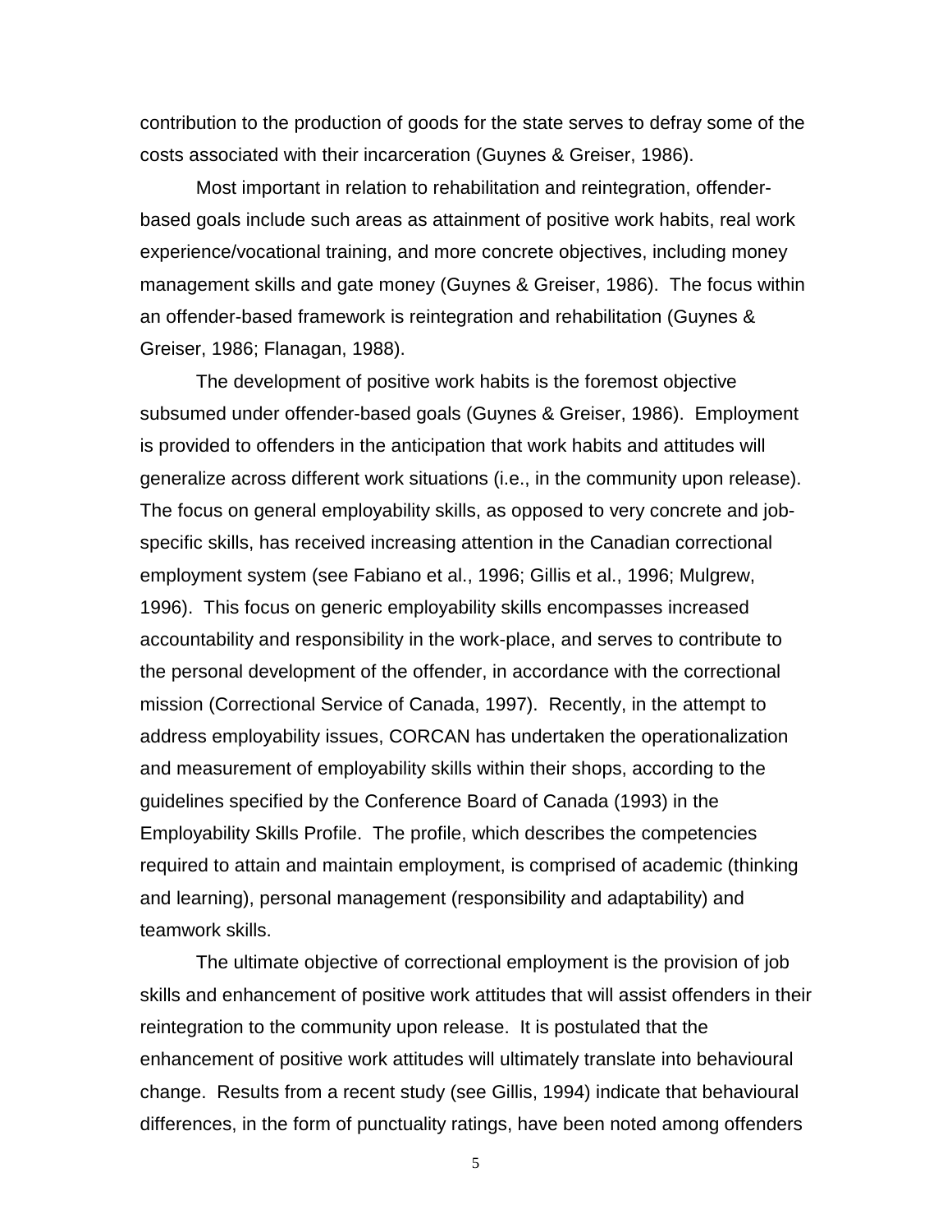contribution to the production of goods for the state serves to defray some of the costs associated with their incarceration (Guynes & Greiser, 1986).

Most important in relation to rehabilitation and reintegration, offender-based goals include such areas as attainment of positive work habits, real work experience/vocational training, and more concrete objectives, including money management skills and gate money (Guynes & Greiser, 1986). The focus within an offender-based framework is reintegration and rehabilitation (Guynes & Greiser, 1986; Flanagan, 1988).

The development of positive work habits is the foremost objective subsumed under offender-based goals (Guynes & Greiser, 1986). Employment is provided to offenders in the anticipation that work habits and attitudes will generalize across different work situations (i.e., in the community upon release). The focus on general employability skills, as opposed to very concrete and job-specific skills, has received increasing attention in the Canadian correctional employment system (see Fabiano et al., 1996; Gillis et al., 1996; Mulgrew, 1996). This focus on generic employability skills encompasses increased accountability and responsibility in the work-place, and serves to contribute to the personal development of the offender, in accordance with the correctional mission (Correctional Service of Canada, 1997). Recently, in the attempt to address employability issues, CORCAN has undertaken the operationalization and measurement of employability skills within their shops, according to the guidelines specified by the Conference Board of Canada (1993) in the Employability Skills Profile. The profile, which describes the competencies required to attain and maintain employment, is comprised of academic (thinking and learning), personal management (responsibility and adaptability) and teamwork skills.

The ultimate objective of correctional employment is the provision of job skills and enhancement of positive work attitudes that will assist offenders in their reintegration to the community upon release. It is postulated that the enhancement of positive work attitudes will ultimately translate into behavioural change. Results from a recent study (see Gillis, 1994) indicate that behavioural differences, in the form of punctuality ratings, have been noted among offenders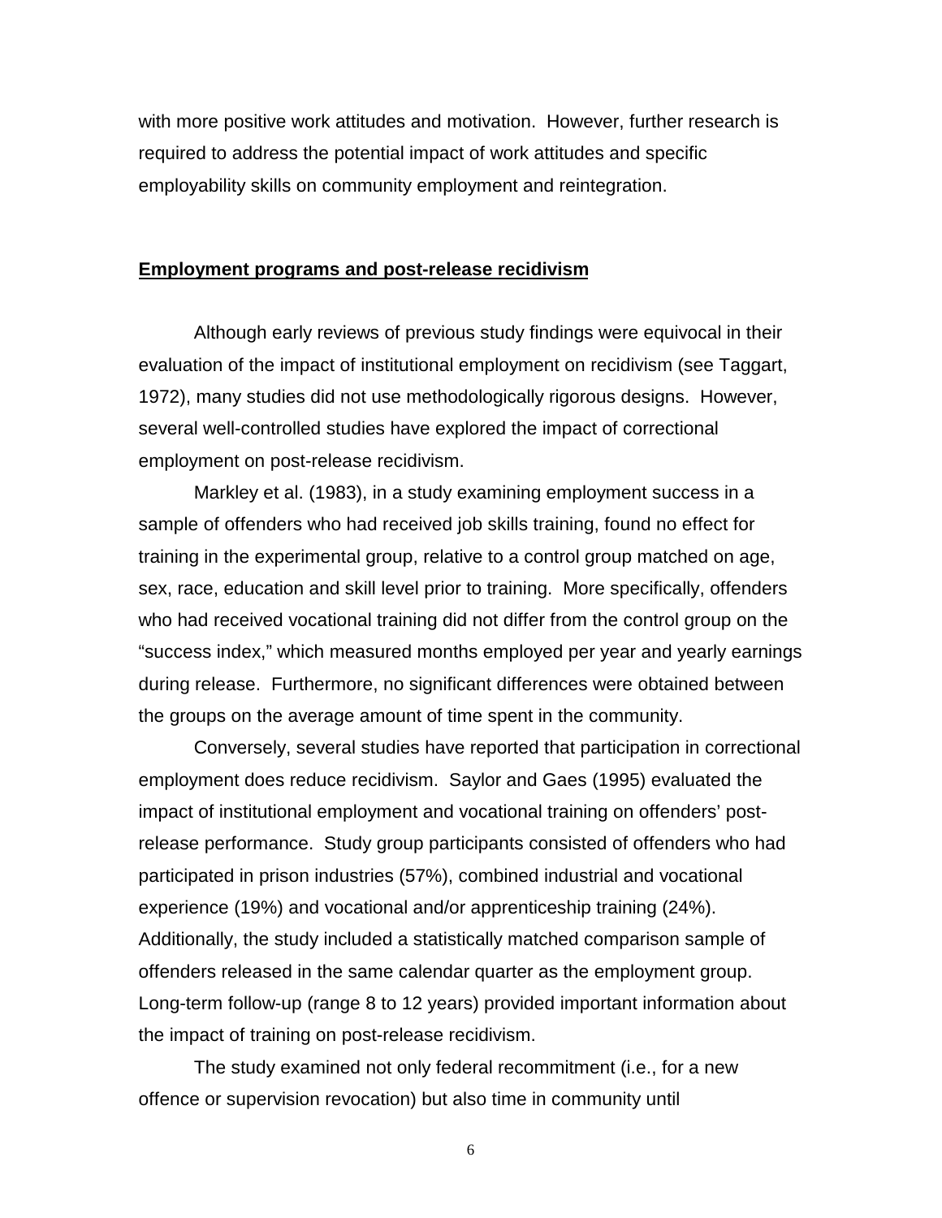with more positive work attitudes and motivation. However, further research is required to address the potential impact of work attitudes and specific employability skills on community employment and reintegration.

## Employment programs and post-release recidivism

Although early reviews of previous study findings were equivocal in their evaluation of the impact of institutional employment on recidivism (see Taggart, 1972), many studies did not use methodologically rigorous designs. However, several well-controlled studies have explored the impact of correctional employment on post-release recidivism.

Markley et al. (1983), in a study examining employment success in a sample of offenders who had received job skills training, found no effect for training in the experimental group, relative to a control group matched on age, sex, race, education and skill level prior to training. More specifically, offenders who had received vocational training did not differ from the control group on the "success index," which measured months employed per year and yearly earnings during release. Furthermore, no significant differences were obtained between the groups on the average amount of time spent in the community.

Conversely, several studies have reported that participation in correctional employment does reduce recidivism. Saylor and Gaes (1995) evaluated the impact of institutional employment and vocational training on offenders' post-release performance. Study group participants consisted of offenders who had participated in prison industries (57%), combined industrial and vocational experience (19%) and vocational and/or apprenticeship training (24%). Additionally, the study included a statistically matched comparison sample of offenders released in the same calendar quarter as the employment group. Long-term follow-up (range 8 to 12 years) provided important information about the impact of training on post-release recidivism.

The study examined not only federal recommitment (i.e., for a new offence or supervision revocation) but also time in community until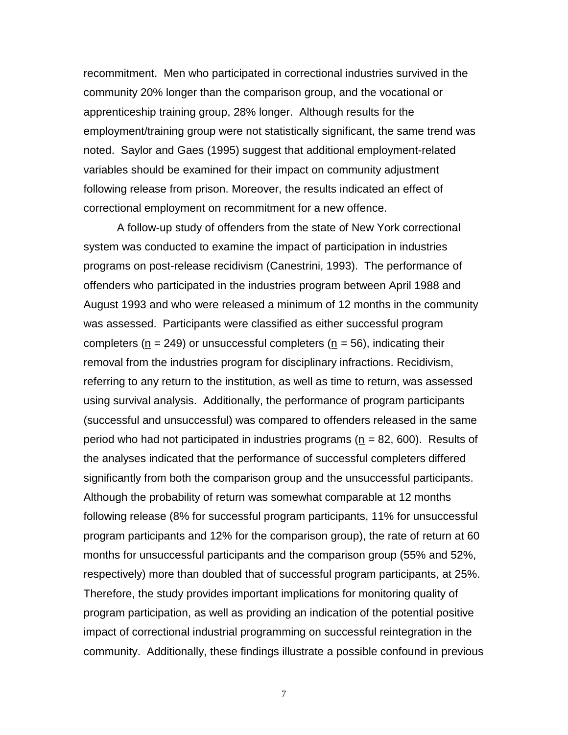recommitment. Men who participated in correctional industries survived in the community 20% longer than the comparison group, and the vocational or apprenticeship training group, 28% longer. Although results for the employment/training group were not statistically significant, the same trend was noted. Saylor and Gaes (1995) suggest that additional employment-related variables should be examined for their impact on community adjustment following release from prison. Moreover, the results indicated an effect of correctional employment on recommitment for a new offence.

A follow-up study of offenders from the state of New York correctional system was conducted to examine the impact of participation in industries programs on post-release recidivism (Canestrini, 1993). The performance of offenders who participated in the industries program between April 1988 and August 1993 and who were released a minimum of 12 months in the community was assessed. Participants were classified as either successful program completers (n = 249) or unsuccessful completers (n = 56), indicating their removal from the industries program for disciplinary infractions. Recidivism, referring to any return to the institution, as well as time to return, was assessed using survival analysis. Additionally, the performance of program participants (successful and unsuccessful) was compared to offenders released in the same period who had not participated in industries programs (n = 82, 600). Results of the analyses indicated that the performance of successful completers differed significantly from both the comparison group and the unsuccessful participants. Although the probability of return was somewhat comparable at 12 months following release (8% for successful program participants, 11% for unsuccessful program participants and 12% for the comparison group), the rate of return at 60 months for unsuccessful participants and the comparison group (55% and 52%, respectively) more than doubled that of successful program participants, at 25%. Therefore, the study provides important implications for monitoring quality of program participation, as well as providing an indication of the potential positive impact of correctional industrial programming on successful reintegration in the community. Additionally, these findings illustrate a possible confound in previous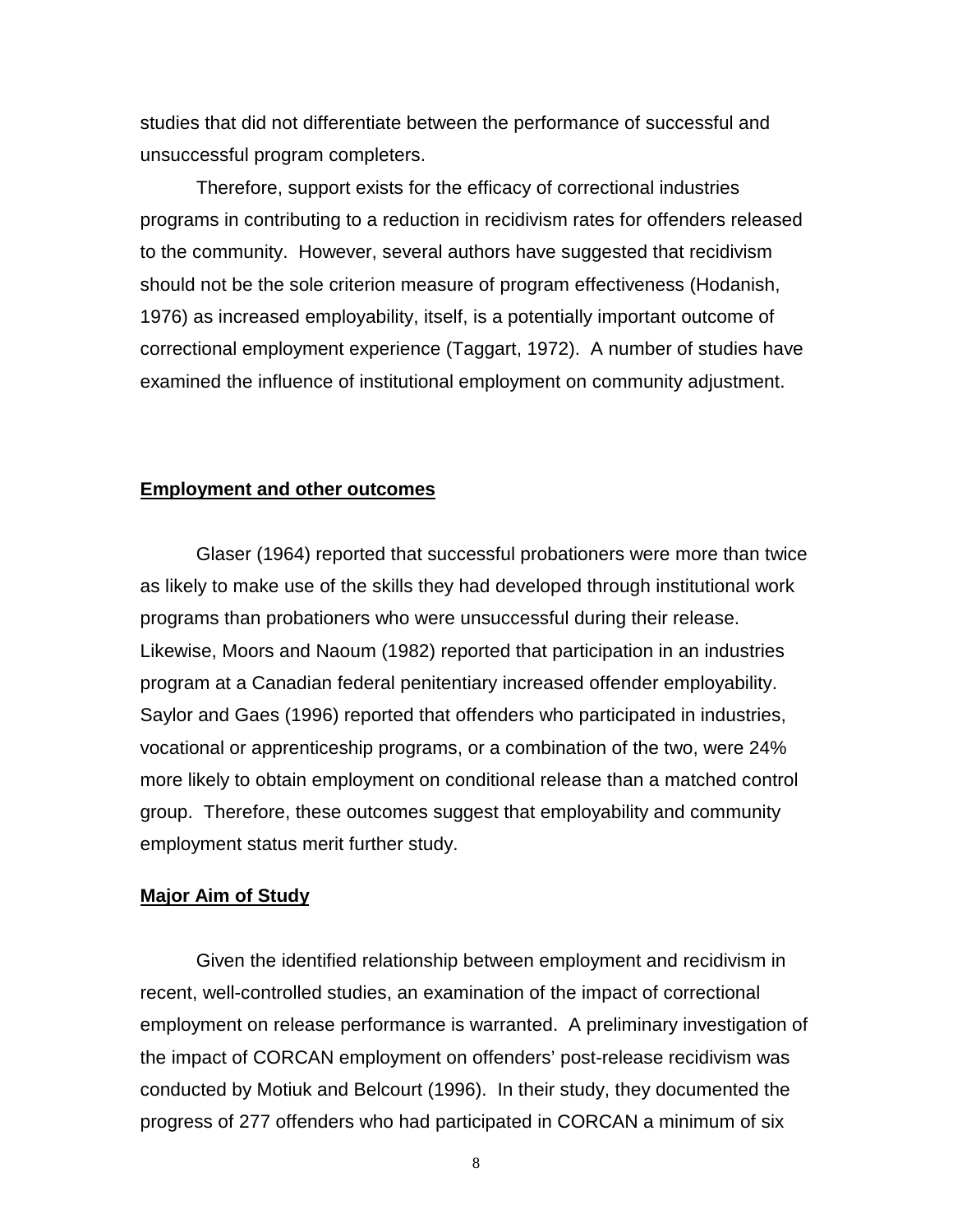studies that did not differentiate between the performance of successful and unsuccessful program completers.

Therefore, support exists for the efficacy of correctional industries programs in contributing to a reduction in recidivism rates for offenders released to the community. However, several authors have suggested that recidivism should not be the sole criterion measure of program effectiveness (Hodanish, 1976) as increased employability, itself, is a potentially important outcome of correctional employment experience (Taggart, 1972). A number of studies have examined the influence of institutional employment on community adjustment.

**Employment and other outcomes**

Glaser (1964) reported that successful probationers were more than twice as likely to make use of the skills they had developed through institutional work programs than probationers who were unsuccessful during their release. Likewise, Moors and Naoum (1982) reported that participation in an industries program at a Canadian federal penitentiary increased offender employability. Saylor and Gaes (1996) reported that offenders who participated in industries, vocational or apprenticeship programs, or a combination of the two, were 24% more likely to obtain employment on conditional release than a matched control group. Therefore, these outcomes suggest that employability and community employment status merit further study.

**Major Aim of Study**

Given the identified relationship between employment and recidivism in recent, well-controlled studies, an examination of the impact of correctional employment on release performance is warranted. A preliminary investigation of the impact of CORCAN employment on offenders' post-release recidivism was conducted by Motiuk and Belcourt (1996). In their study, they documented the progress of 277 offenders who had participated in CORCAN a minimum of six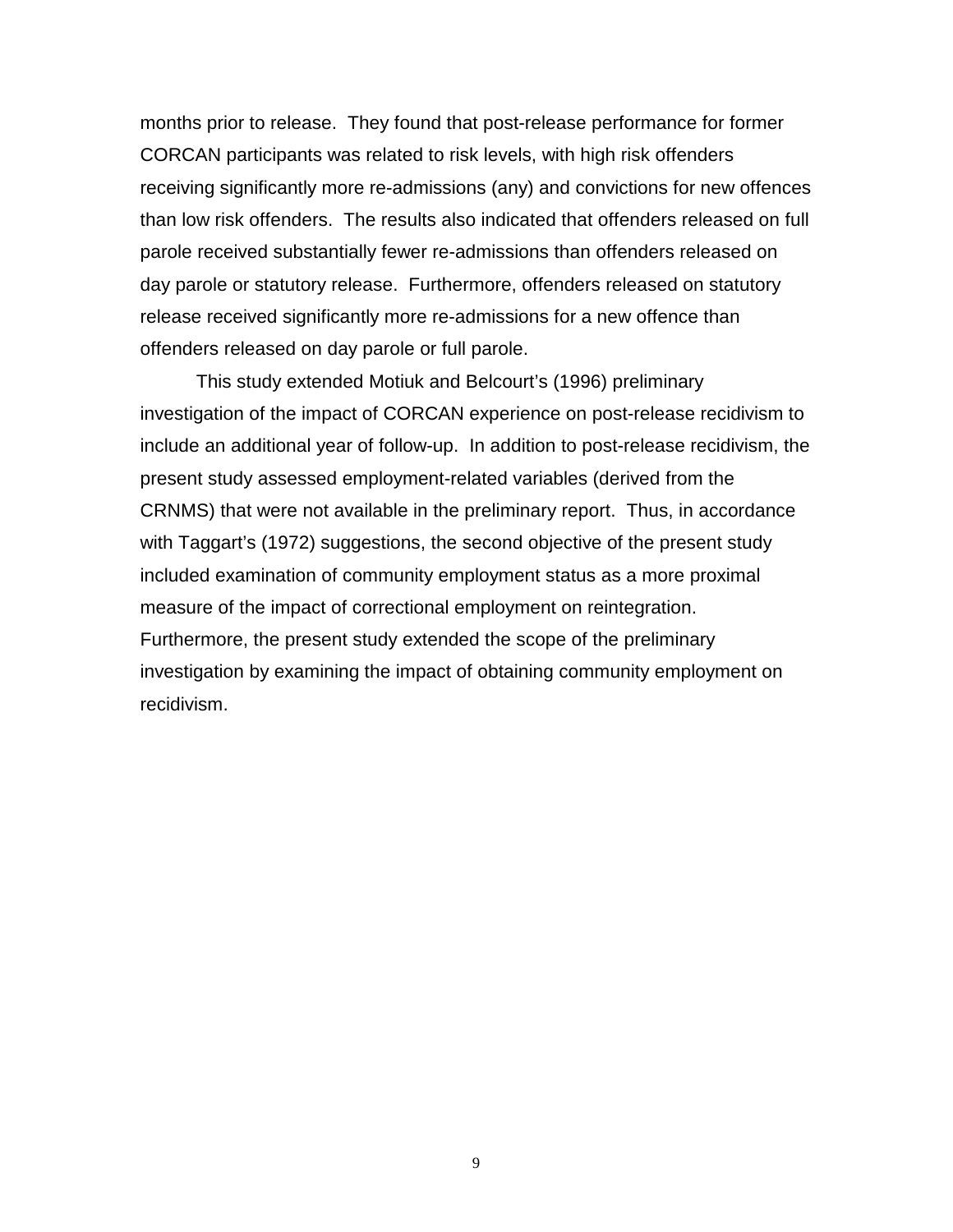months prior to release. They found that post-release performance for former CORCAN participants was related to risk levels, with high risk offenders receiving significantly more re-admissions (any) and convictions for new offences than low risk offenders. The results also indicated that offenders released on full parole received substantially fewer re-admissions than offenders released on day parole or statutory release. Furthermore, offenders released on statutory release received significantly more re-admissions for a new offence than offenders released on day parole or full parole.

This study extended Motiuk and Belcourt's (1996) preliminary investigation of the impact of CORCAN experience on post-release recidivism to include an additional year of follow-up. In addition to post-release recidivism, the present study assessed employment-related variables (derived from the CRNMS) that were not available in the preliminary report. Thus, in accordance with Taggart's (1972) suggestions, the second objective of the present study included examination of community employment status as a more proximal measure of the impact of correctional employment on reintegration. Furthermore, the present study extended the scope of the preliminary investigation by examining the impact of obtaining community employment on recidivism.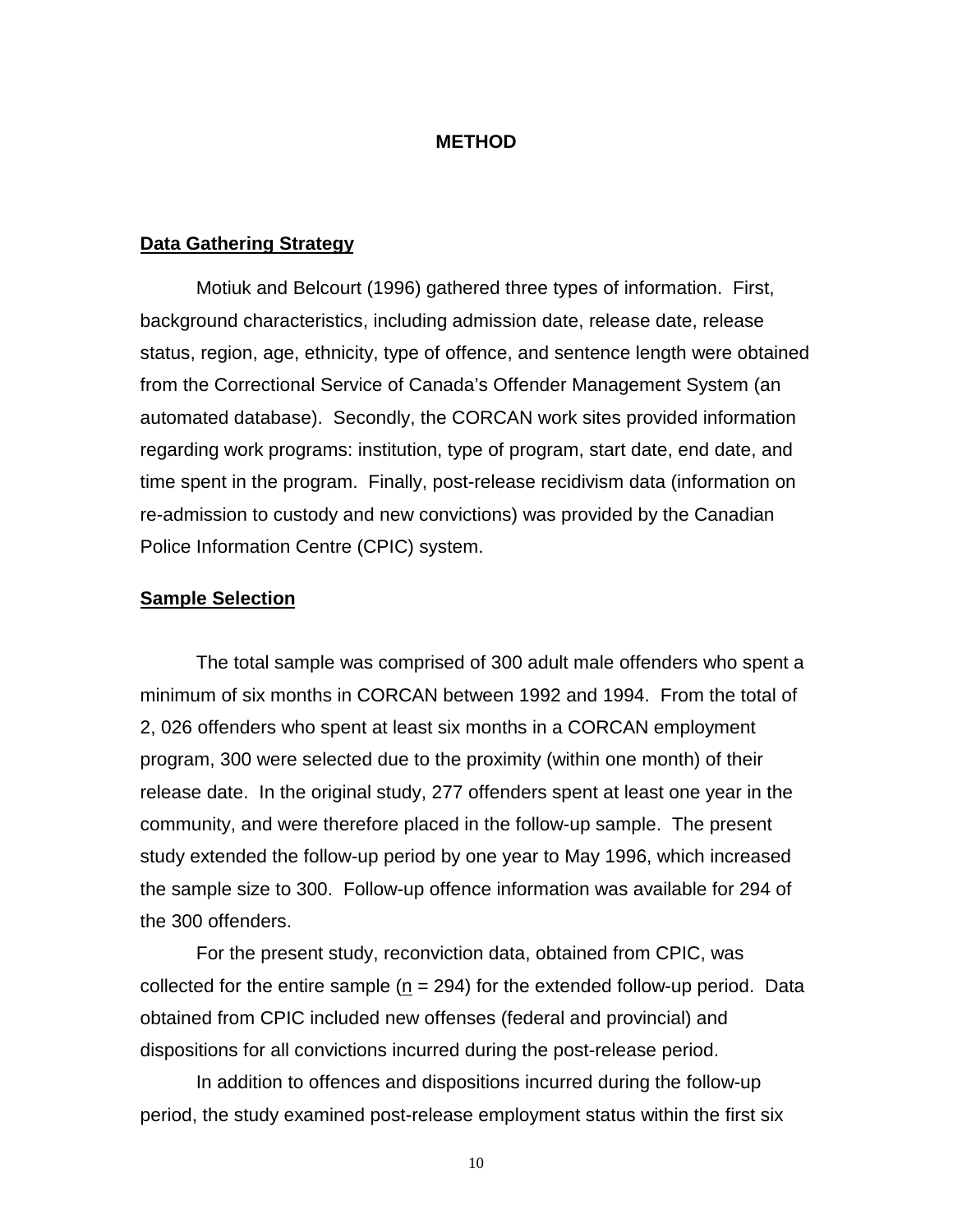# METHOD

## Data Gathering Strategy

Motiuk and Belcourt (1996) gathered three types of information. First, background characteristics, including admission date, release date, release status, region, age, ethnicity, type of offence, and sentence length were obtained from the Correctional Service of Canada's Offender Management System (an automated database). Secondly, the CORCAN work sites provided information regarding work programs: institution, type of program, start date, end date, and time spent in the program. Finally, post-release recidivism data (information on re-admission to custody and new convictions) was provided by the Canadian Police Information Centre (CPIC) system.

## Sample Selection

The total sample was comprised of 300 adult male offenders who spent a minimum of six months in CORCAN between 1992 and 1994. From the total of 2, 026 offenders who spent at least six months in a CORCAN employment program, 300 were selected due to the proximity (within one month) of their release date. In the original study, 277 offenders spent at least one year in the community, and were therefore placed in the follow-up sample. The present study extended the follow-up period by one year to May 1996, which increased the sample size to 300. Follow-up offence information was available for 294 of the 300 offenders.

For the present study, reconviction data, obtained from CPIC, was collected for the entire sample ($\underline{n}$ = 294) for the extended follow-up period. Data obtained from CPIC included new offenses (federal and provincial) and dispositions for all convictions incurred during the post-release period.

In addition to offences and dispositions incurred during the follow-up period, the study examined post-release employment status within the first six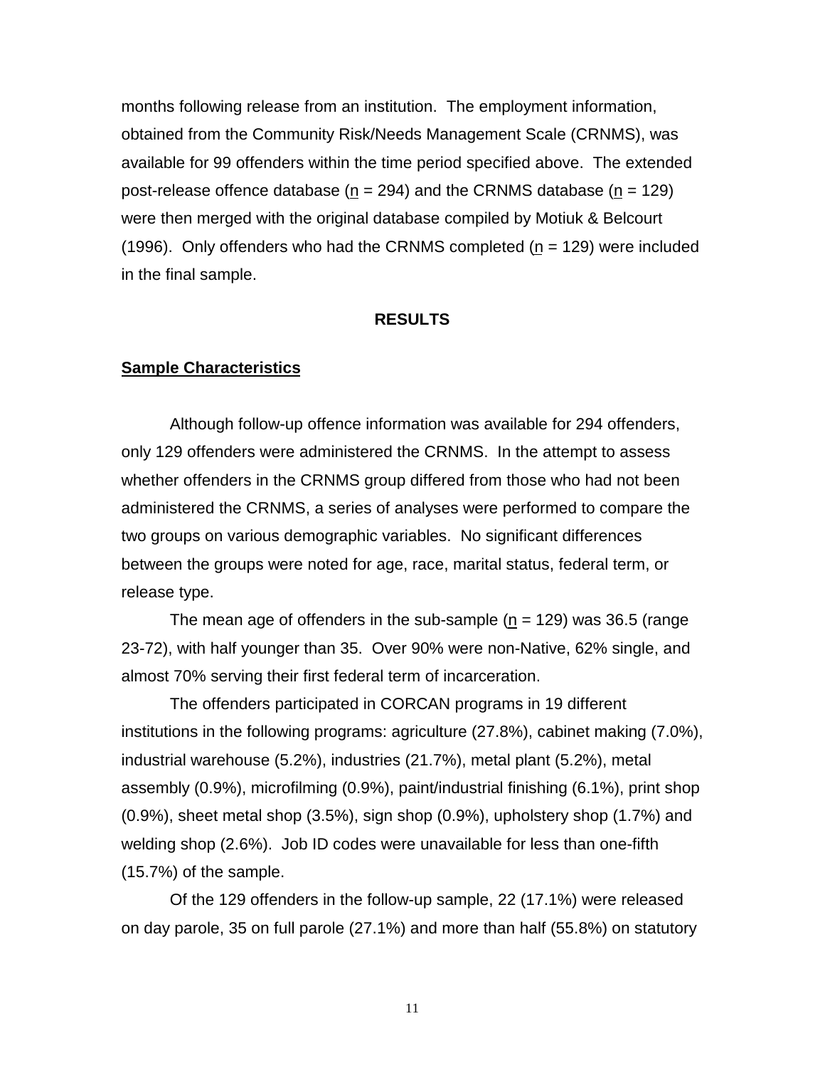months following release from an institution. The employment information, obtained from the Community Risk/Needs Management Scale (CRNMS), was available for 99 offenders within the time period specified above. The extended post-release offence database (n = 294) and the CRNMS database (n = 129) were then merged with the original database compiled by Motiuk & Belcourt (1996). Only offenders who had the CRNMS completed (n = 129) were included in the final sample.

## RESULTS

### Sample Characteristics

Although follow-up offence information was available for 294 offenders, only 129 offenders were administered the CRNMS. In the attempt to assess whether offenders in the CRNMS group differed from those who had not been administered the CRNMS, a series of analyses were performed to compare the two groups on various demographic variables. No significant differences between the groups were noted for age, race, marital status, federal term, or release type.

The mean age of offenders in the sub-sample (n = 129) was 36.5 (range 23-72), with half younger than 35. Over 90% were non-Native, 62% single, and almost 70% serving their first federal term of incarceration.

The offenders participated in CORCAN programs in 19 different institutions in the following programs: agriculture (27.8%), cabinet making (7.0%), industrial warehouse (5.2%), industries (21.7%), metal plant (5.2%), metal assembly (0.9%), microfilming (0.9%), paint/industrial finishing (6.1%), print shop (0.9%), sheet metal shop (3.5%), sign shop (0.9%), upholstery shop (1.7%) and welding shop (2.6%). Job ID codes were unavailable for less than one-fifth (15.7%) of the sample.

Of the 129 offenders in the follow-up sample, 22 (17.1%) were released on day parole, 35 on full parole (27.1%) and more than half (55.8%) on statutory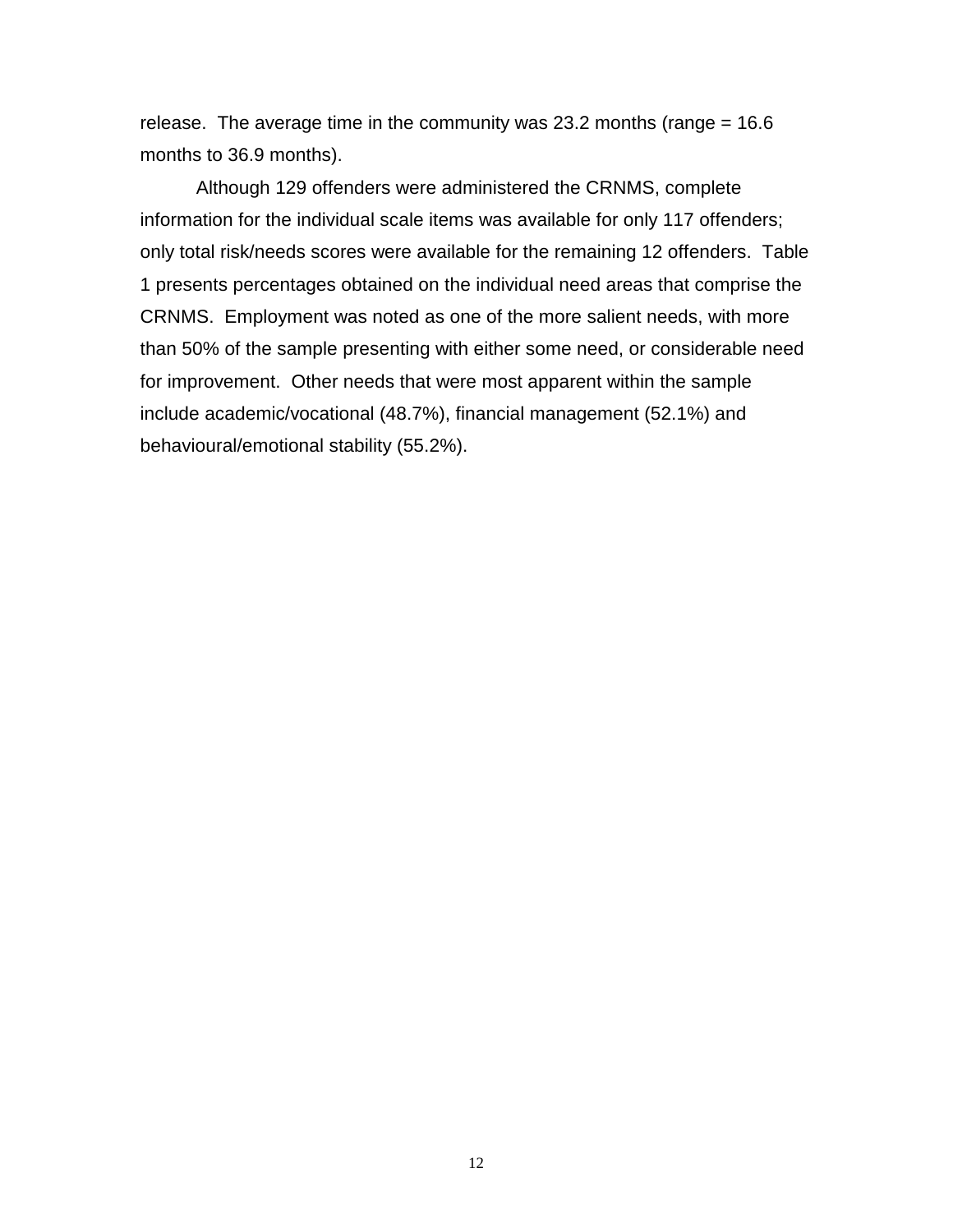release. The average time in the community was 23.2 months (range = 16.6 months to 36.9 months).

Although 129 offenders were administered the CRNMS, complete information for the individual scale items was available for only 117 offenders; only total risk/needs scores were available for the remaining 12 offenders. Table 1 presents percentages obtained on the individual need areas that comprise the CRNMS. Employment was noted as one of the more salient needs, with more than 50% of the sample presenting with either some need, or considerable need for improvement. Other needs that were most apparent within the sample include academic/vocational (48.7%), financial management (52.1%) and behavioural/emotional stability (55.2%).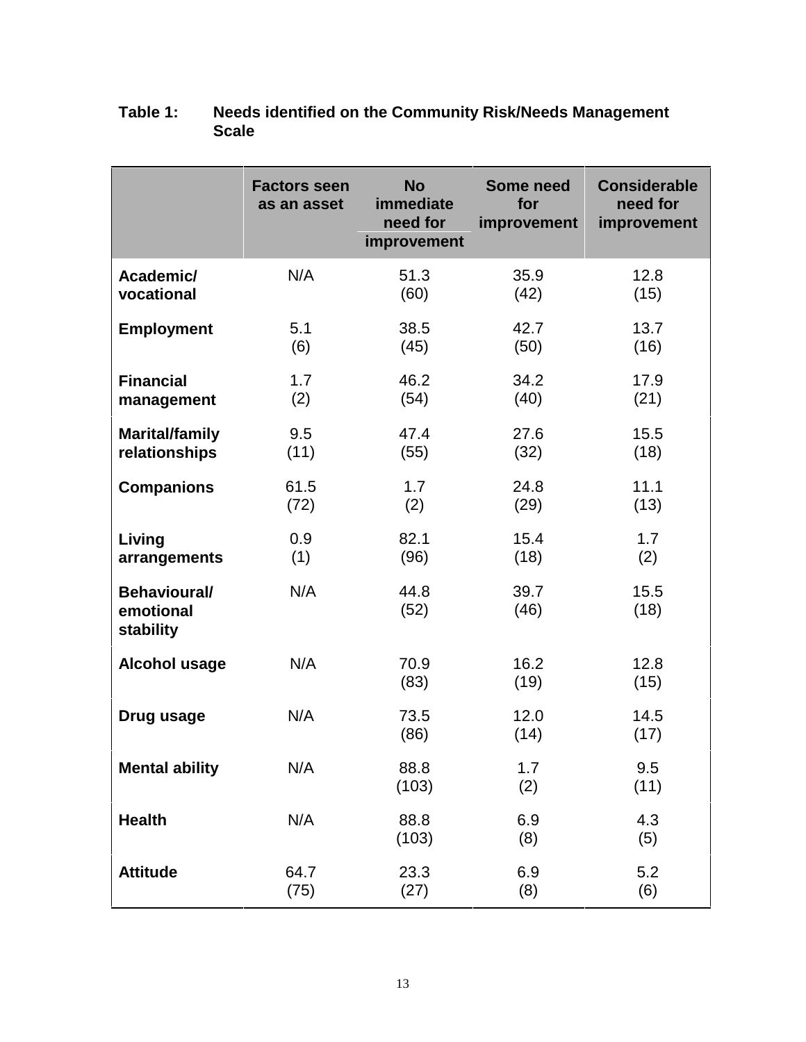**Table 1: Needs identified on the Community Risk/Needs Management Scale**

| | Factors seen as an asset | No immediate need for improvement | Some need for improvement | Considerable need for improvement |
|---|---|---|---|---|
| **Academic/ vocational** | N/A | 51.3 (60) | 35.9 (42) | 12.8 (15) |
| **Employment** | 5.1 (6) | 38.5 (45) | 42.7 (50) | 13.7 (16) |
| **Financial management** | 1.7 (2) | 46.2 (54) | 34.2 (40) | 17.9 (21) |
| **Marital/family relationships** | 9.5 (11) | 47.4 (55) | 27.6 (32) | 15.5 (18) |
| **Companions** | 61.5 (72) | 1.7 (2) | 24.8 (29) | 11.1 (13) |
| **Living arrangements** | 0.9 (1) | 82.1 (96) | 15.4 (18) | 1.7 (2) |
| **Behavioural/ emotional stability** | N/A | 44.8 (52) | 39.7 (46) | 15.5 (18) |
| **Alcohol usage** | N/A | 70.9 (83) | 16.2 (19) | 12.8 (15) |
| **Drug usage** | N/A | 73.5 (86) | 12.0 (14) | 14.5 (17) |
| **Mental ability** | N/A | 88.8 (103) | 1.7 (2) | 9.5 (11) |
| **Health** | N/A | 88.8 (103) | 6.9 (8) | 4.3 (5) |
| **Attitude** | 64.7 (75) | 23.3 (27) | 6.9 (8) | 5.2 (6) |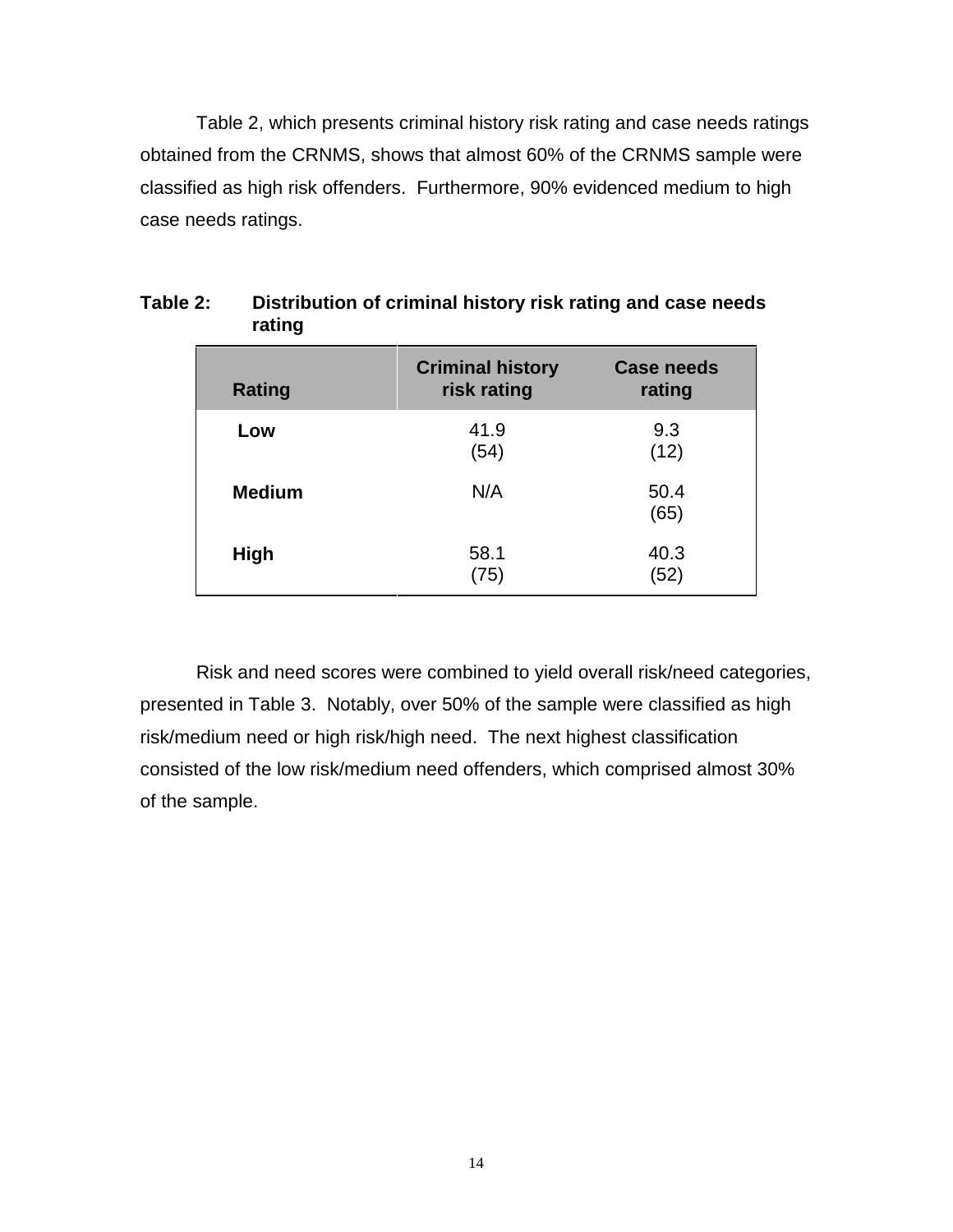Table 2, which presents criminal history risk rating and case needs ratings obtained from the CRNMS, shows that almost 60% of the CRNMS sample were classified as high risk offenders. Furthermore, 90% evidenced medium to high case needs ratings.

**Table 2: Distribution of criminal history risk rating and case needs rating**

| Rating | Criminal history risk rating | Case needs rating |
|---|---|---|
| **Low** | 41.9<br>(54) | 9.3<br>(12) |
| **Medium** | N/A | 50.4<br>(65) |
| **High** | 58.1<br>(75) | 40.3<br>(52) |

Risk and need scores were combined to yield overall risk/need categories, presented in Table 3. Notably, over 50% of the sample were classified as high risk/medium need or high risk/high need. The next highest classification consisted of the low risk/medium need offenders, which comprised almost 30% of the sample.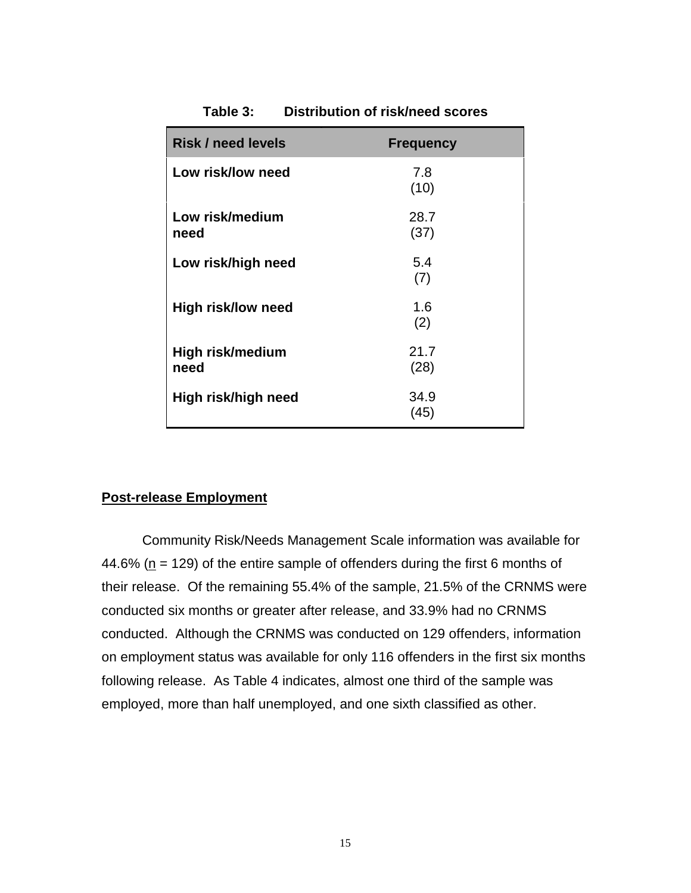**Table 3: Distribution of risk/need scores**

| Risk / need levels | Frequency |
|---|---|
| **Low risk/low need** | 7.8 (10) |
| **Low risk/medium need** | 28.7 (37) |
| **Low risk/high need** | 5.4 (7) |
| **High risk/low need** | 1.6 (2) |
| **High risk/medium need** | 21.7 (28) |
| **High risk/high need** | 34.9 (45) |

## Post-release Employment

Community Risk/Needs Management Scale information was available for 44.6% ($\underline{n}$ = 129) of the entire sample of offenders during the first 6 months of their release. Of the remaining 55.4% of the sample, 21.5% of the CRNMS were conducted six months or greater after release, and 33.9% had no CRNMS conducted. Although the CRNMS was conducted on 129 offenders, information on employment status was available for only 116 offenders in the first six months following release. As Table 4 indicates, almost one third of the sample was employed, more than half unemployed, and one sixth classified as other.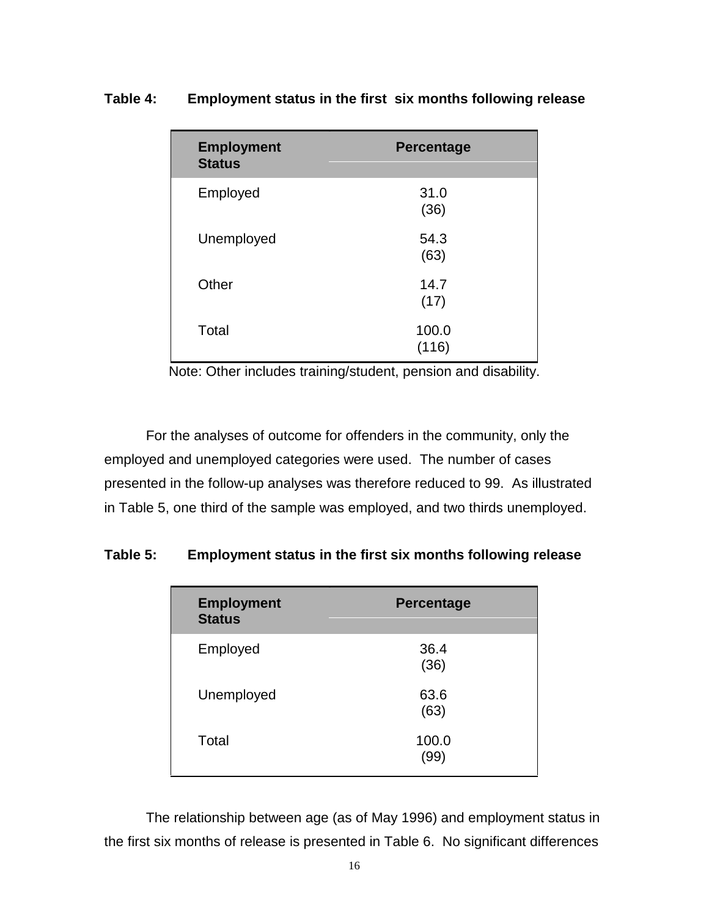**Table 4: Employment status in the first six months following release**

| Employment Status | Percentage |
|---|---|
| Employed | 31.0 (36) |
| Unemployed | 54.3 (63) |
| Other | 14.7 (17) |
| Total | 100.0 (116) |

Note: Other includes training/student, pension and disability.

For the analyses of outcome for offenders in the community, only the employed and unemployed categories were used. The number of cases presented in the follow-up analyses was therefore reduced to 99. As illustrated in Table 5, one third of the sample was employed, and two thirds unemployed.

**Table 5: Employment status in the first six months following release**

| Employment Status | Percentage |
|---|---|
| Employed | 36.4 (36) |
| Unemployed | 63.6 (63) |
| Total | 100.0 (99) |

The relationship between age (as of May 1996) and employment status in the first six months of release is presented in Table 6. No significant differences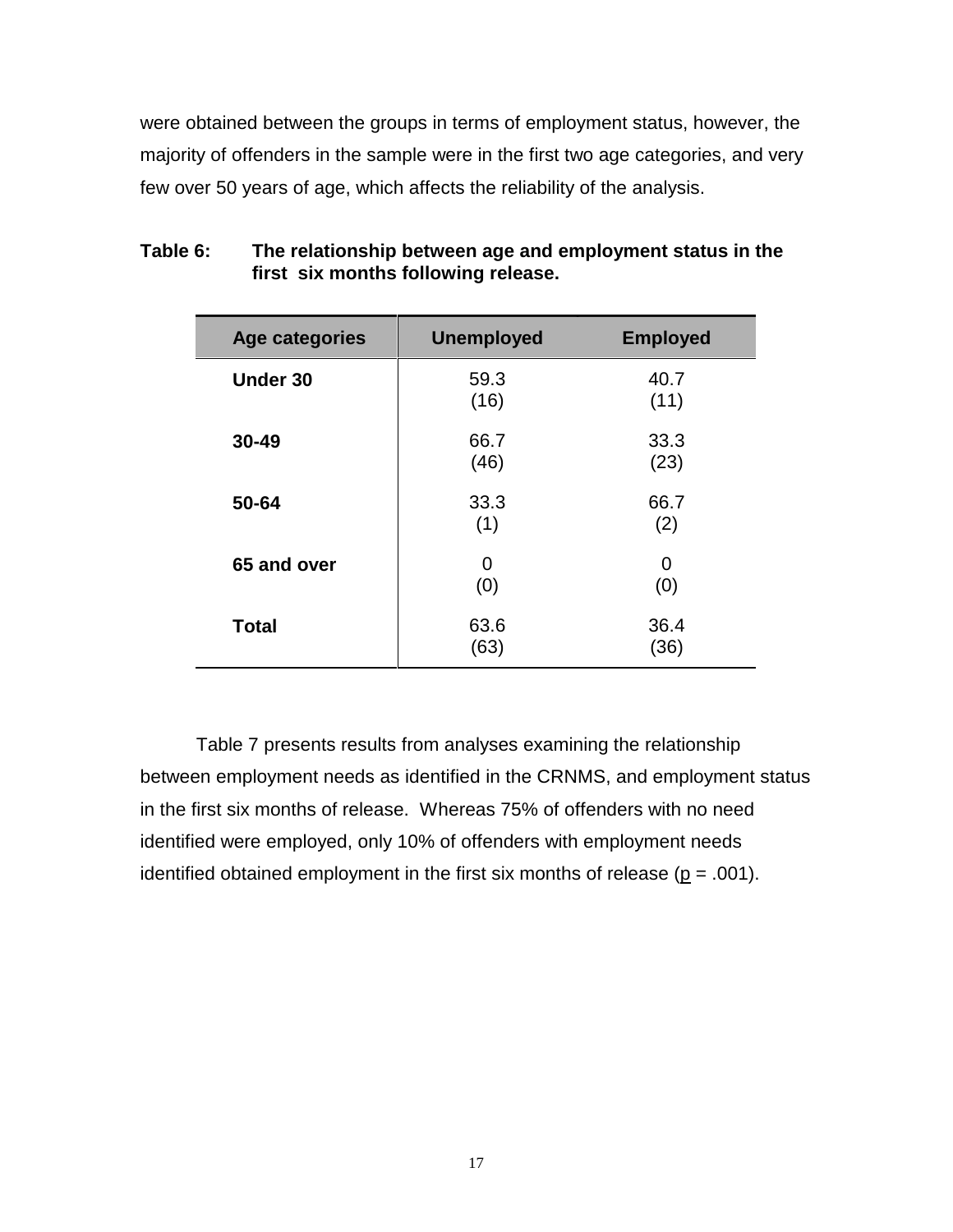were obtained between the groups in terms of employment status, however, the majority of offenders in the sample were in the first two age categories, and very few over 50 years of age, which affects the reliability of the analysis.

**Table 6: The relationship between age and employment status in the first six months following release.**

| Age categories | Unemployed | Employed |
|---|---|---|
| **Under 30** | 59.3 (16) | 40.7 (11) |
| **30-49** | 66.7 (46) | 33.3 (23) |
| **50-64** | 33.3 (1) | 66.7 (2) |
| **65 and over** | 0 (0) | 0 (0) |
| **Total** | 63.6 (63) | 36.4 (36) |

Table 7 presents results from analyses examining the relationship between employment needs as identified in the CRNMS, and employment status in the first six months of release. Whereas 75% of offenders with no need identified were employed, only 10% of offenders with employment needs identified obtained employment in the first six months of release ($p = .001$).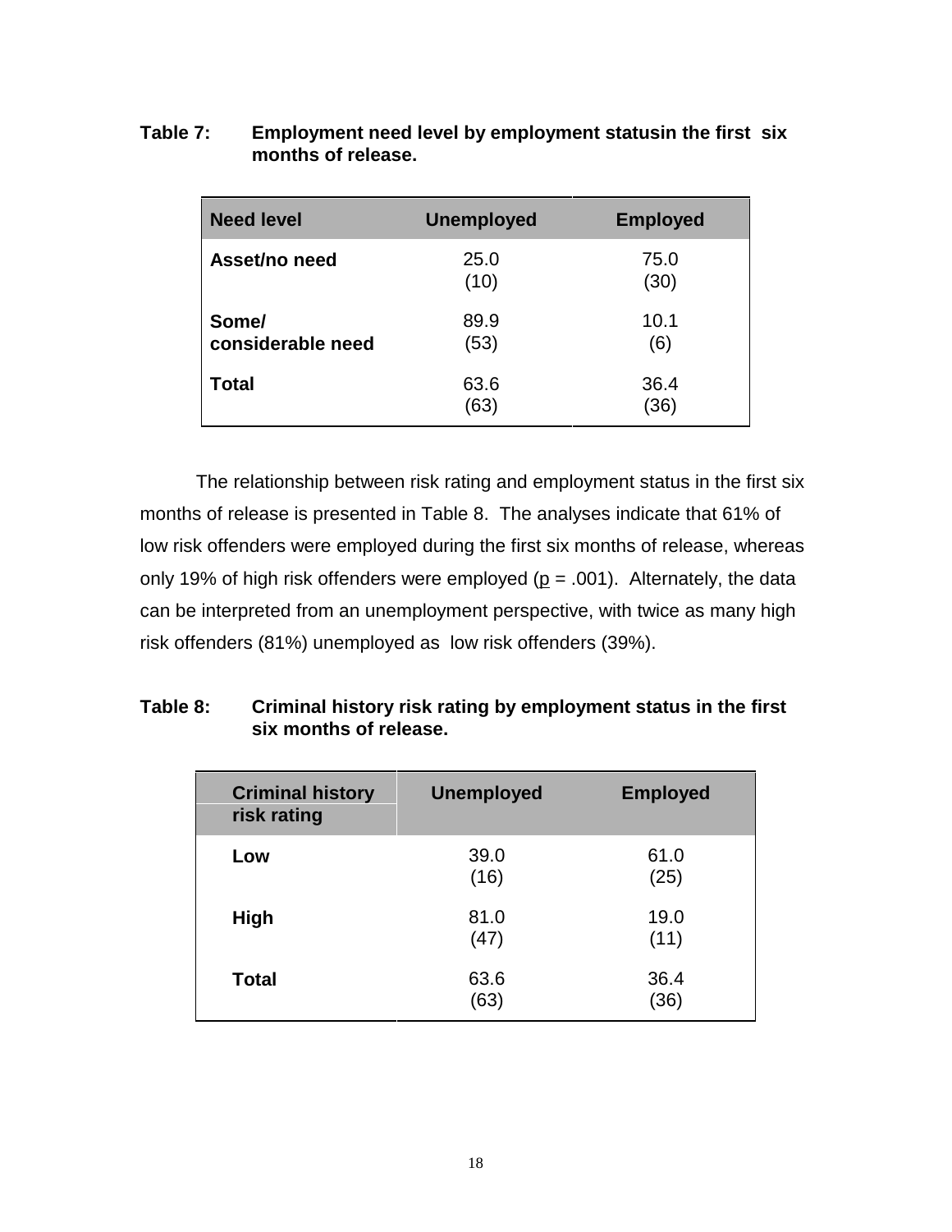**Table 7: Employment need level by employment statusin the first six months of release.**

| Need level | Unemployed | Employed |
|---|---|---|
| Asset/no need | 25.0 (10) | 75.0 (30) |
| Some/ considerable need | 89.9 (53) | 10.1 (6) |
| Total | 63.6 (63) | 36.4 (36) |

The relationship between risk rating and employment status in the first six months of release is presented in Table 8. The analyses indicate that 61% of low risk offenders were employed during the first six months of release, whereas only 19% of high risk offenders were employed ($p = .001$). Alternately, the data can be interpreted from an unemployment perspective, with twice as many high risk offenders (81%) unemployed as low risk offenders (39%).

**Table 8: Criminal history risk rating by employment status in the first six months of release.**

| Criminal history risk rating | Unemployed | Employed |
|---|---|---|
| Low | 39.0 (16) | 61.0 (25) |
| High | 81.0 (47) | 19.0 (11) |
| Total | 63.6 (63) | 36.4 (36) |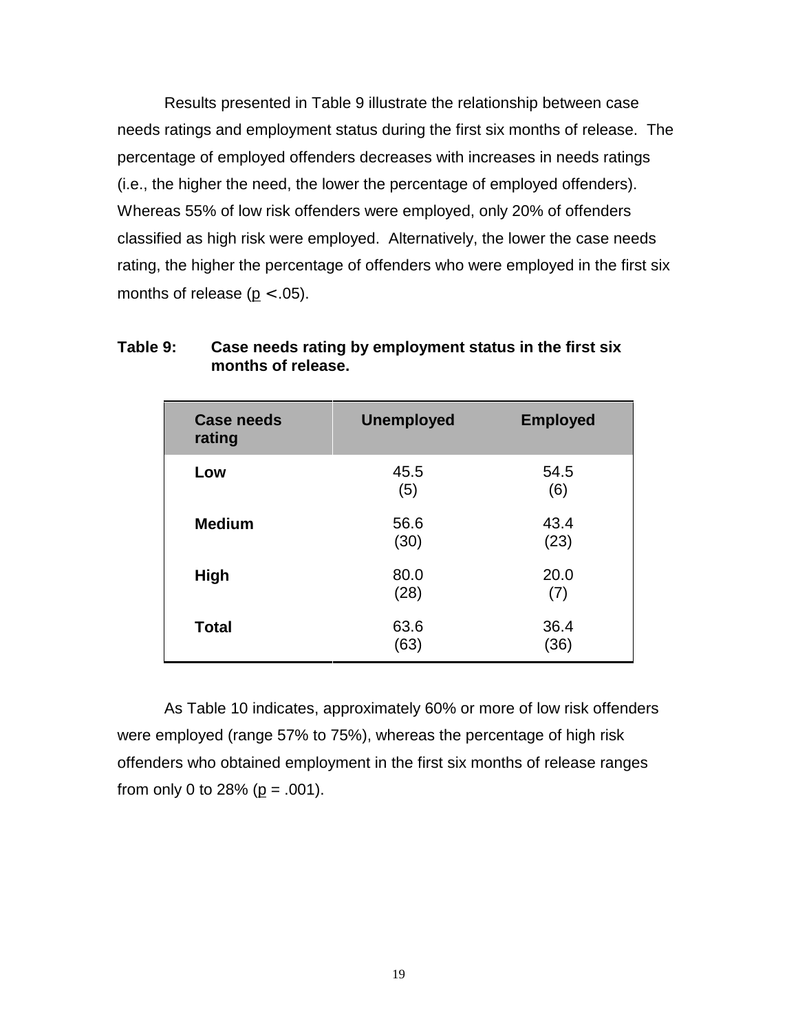Results presented in Table 9 illustrate the relationship between case needs ratings and employment status during the first six months of release. The percentage of employed offenders decreases with increases in needs ratings (i.e., the higher the need, the lower the percentage of employed offenders). Whereas 55% of low risk offenders were employed, only 20% of offenders classified as high risk were employed. Alternatively, the lower the case needs rating, the higher the percentage of offenders who were employed in the first six months of release ($p < .05$).

**Table 9: Case needs rating by employment status in the first six months of release.**

| Case needs rating | Unemployed | Employed |
|---|---|---|
| **Low** | 45.5 (5) | 54.5 (6) |
| **Medium** | 56.6 (30) | 43.4 (23) |
| **High** | 80.0 (28) | 20.0 (7) |
| **Total** | 63.6 (63) | 36.4 (36) |

As Table 10 indicates, approximately 60% or more of low risk offenders were employed (range 57% to 75%), whereas the percentage of high risk offenders who obtained employment in the first six months of release ranges from only 0 to 28% ($p = .001$).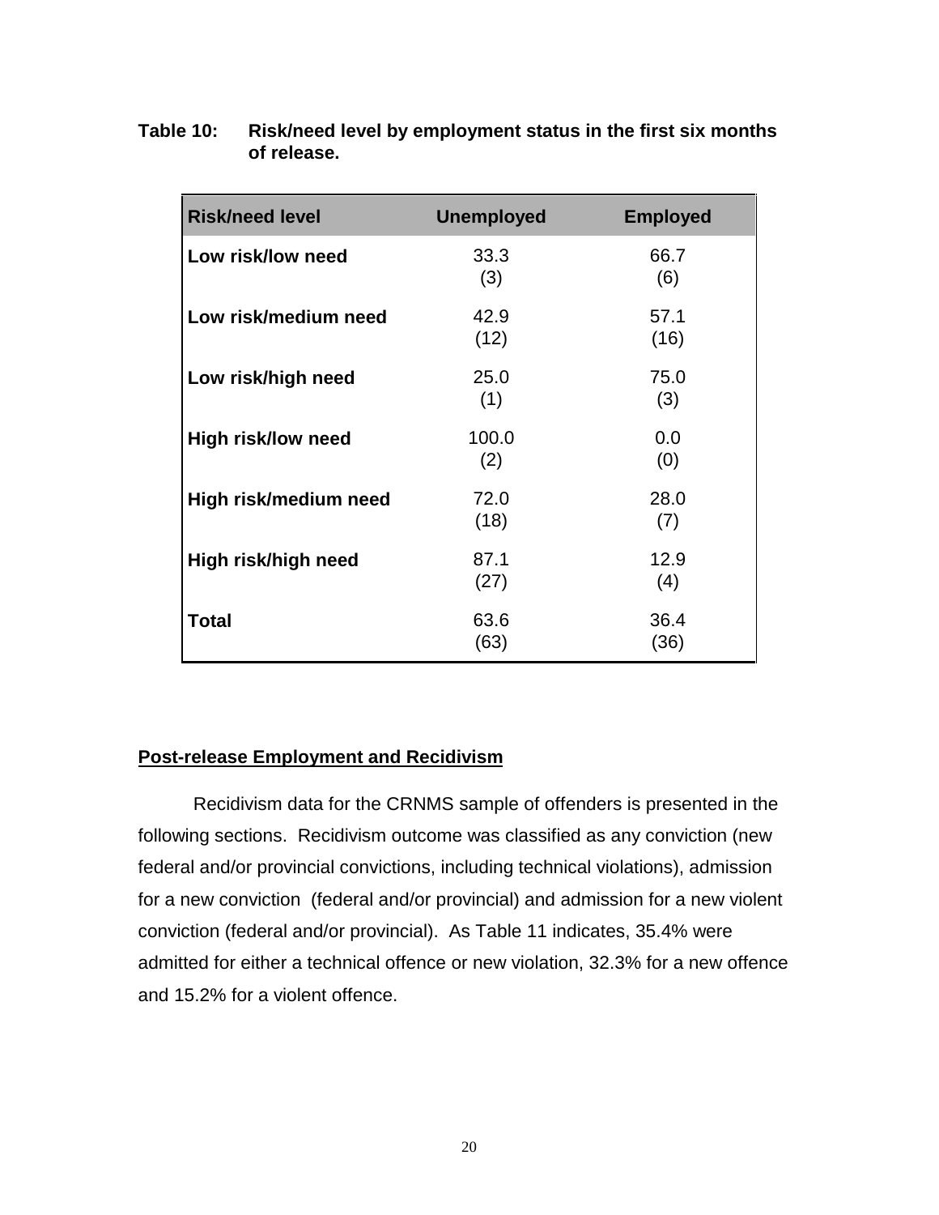**Table 10: Risk/need level by employment status in the first six months of release.**

| Risk/need level | Unemployed | Employed |
| --- | --- | --- |
| **Low risk/low need** | 33.3 (3) | 66.7 (6) |
| **Low risk/medium need** | 42.9 (12) | 57.1 (16) |
| **Low risk/high need** | 25.0 (1) | 75.0 (3) |
| **High risk/low need** | 100.0 (2) | 0.0 (0) |
| **High risk/medium need** | 72.0 (18) | 28.0 (7) |
| **High risk/high need** | 87.1 (27) | 12.9 (4) |
| **Total** | 63.6 (63) | 36.4 (36) |

## Post-release Employment and Recidivism

Recidivism data for the CRNMS sample of offenders is presented in the following sections. Recidivism outcome was classified as any conviction (new federal and/or provincial convictions, including technical violations), admission for a new conviction (federal and/or provincial) and admission for a new violent conviction (federal and/or provincial). As Table 11 indicates, 35.4% were admitted for either a technical offence or new violation, 32.3% for a new offence and 15.2% for a violent offence.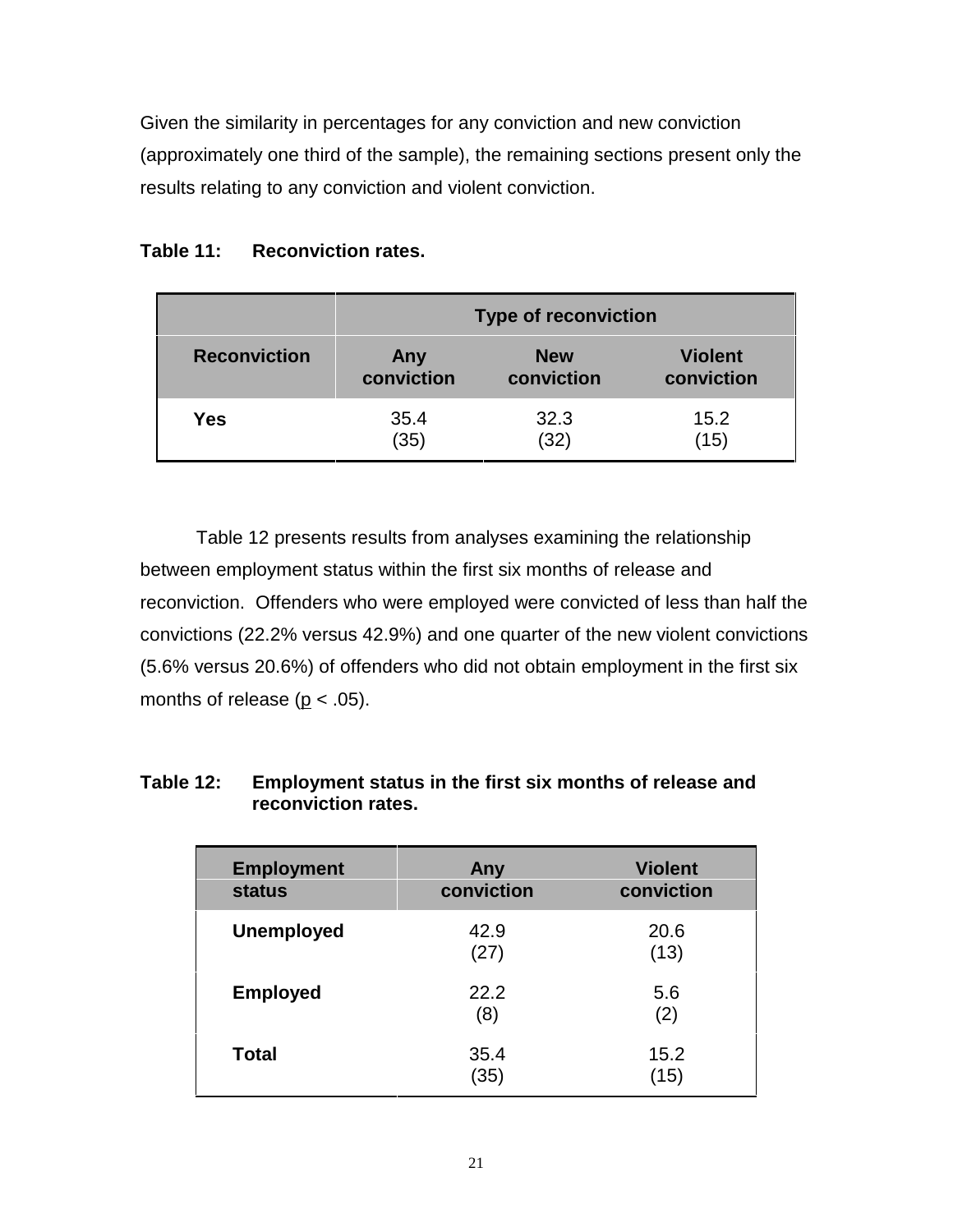Given the similarity in percentages for any conviction and new conviction (approximately one third of the sample), the remaining sections present only the results relating to any conviction and violent conviction.

**Table 11: Reconviction rates.**

| | Type of reconviction | | |
|---|---|---|---|
| **Reconviction** | **Any conviction** | **New conviction** | **Violent conviction** |
| **Yes** | 35.4 (35) | 32.3 (32) | 15.2 (15) |

Table 12 presents results from analyses examining the relationship between employment status within the first six months of release and reconviction. Offenders who were employed were convicted of less than half the convictions (22.2% versus 42.9%) and one quarter of the new violent convictions (5.6% versus 20.6%) of offenders who did not obtain employment in the first six months of release ($\underline{p} < .05$).

**Table 12: Employment status in the first six months of release and reconviction rates.**

| Employment status | Any conviction | Violent conviction |
|---|---|---|
| **Unemployed** | 42.9 (27) | 20.6 (13) |
| **Employed** | 22.2 (8) | 5.6 (2) |
| **Total** | 35.4 (35) | 15.2 (15) |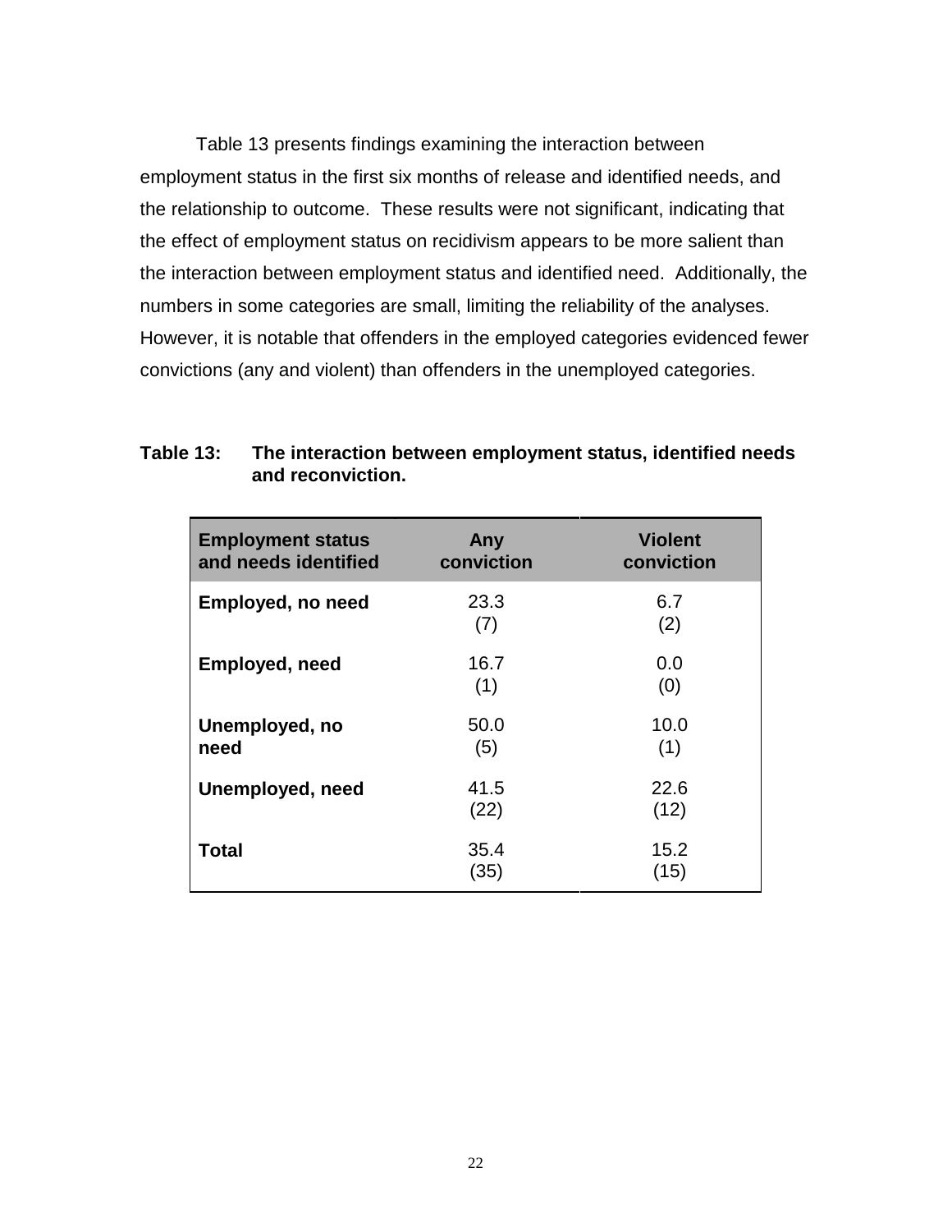Table 13 presents findings examining the interaction between employment status in the first six months of release and identified needs, and the relationship to outcome. These results were not significant, indicating that the effect of employment status on recidivism appears to be more salient than the interaction between employment status and identified need. Additionally, the numbers in some categories are small, limiting the reliability of the analyses. However, it is notable that offenders in the employed categories evidenced fewer convictions (any and violent) than offenders in the unemployed categories.

**Table 13: The interaction between employment status, identified needs and reconviction.**

| Employment status and needs identified | Any conviction | Violent conviction |
|---|---|---|
| **Employed, no need** | 23.3 (7) | 6.7 (2) |
| **Employed, need** | 16.7 (1) | 0.0 (0) |
| **Unemployed, no need** | 50.0 (5) | 10.0 (1) |
| **Unemployed, need** | 41.5 (22) | 22.6 (12) |
| **Total** | 35.4 (35) | 15.2 (15) |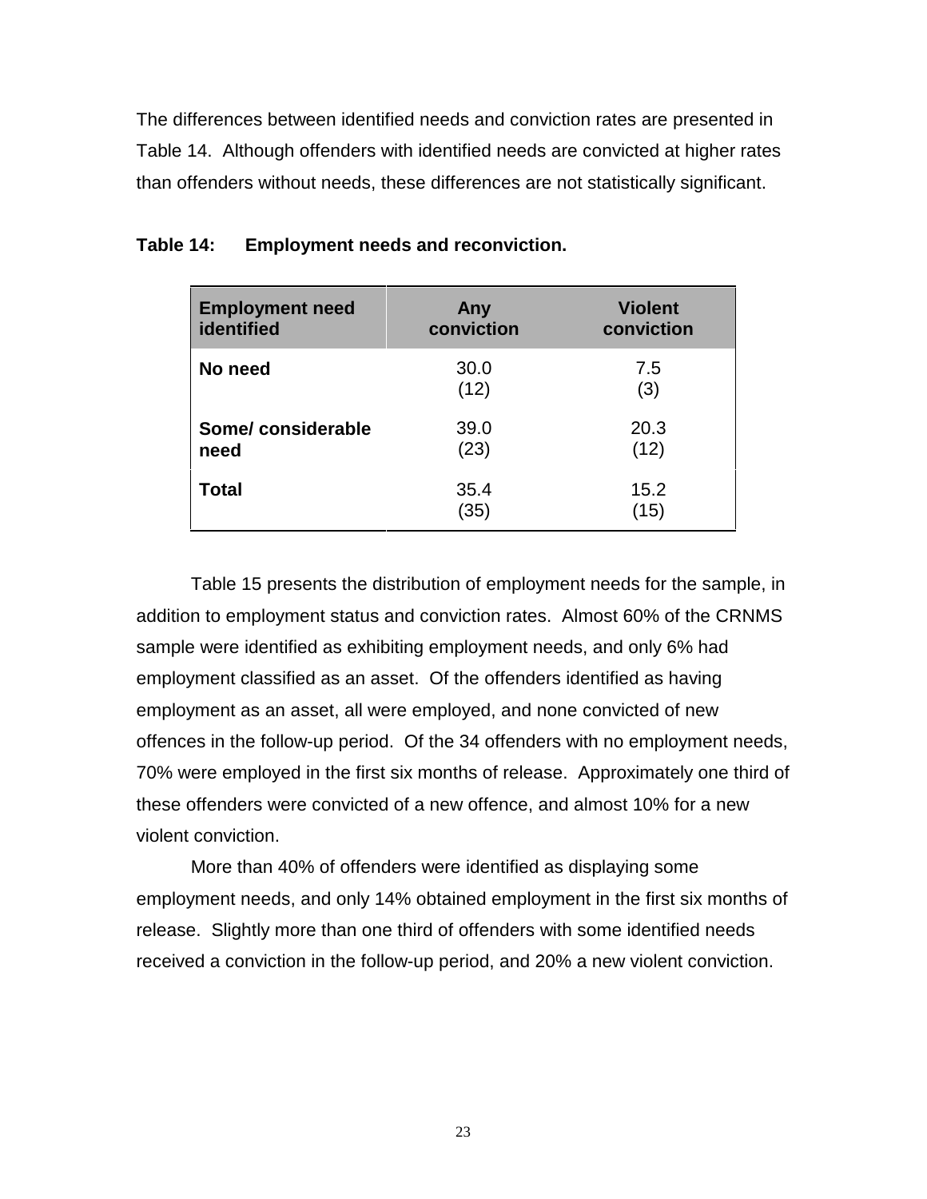The differences between identified needs and conviction rates are presented in Table 14. Although offenders with identified needs are convicted at higher rates than offenders without needs, these differences are not statistically significant.

**Table 14: Employment needs and reconviction.**

| Employment need identified | Any conviction | Violent conviction |
|---|---|---|
| **No need** | 30.0 (12) | 7.5 (3) |
| **Some/ considerable need** | 39.0 (23) | 20.3 (12) |
| **Total** | 35.4 (35) | 15.2 (15) |

Table 15 presents the distribution of employment needs for the sample, in addition to employment status and conviction rates. Almost 60% of the CRNMS sample were identified as exhibiting employment needs, and only 6% had employment classified as an asset. Of the offenders identified as having employment as an asset, all were employed, and none convicted of new offences in the follow-up period. Of the 34 offenders with no employment needs, 70% were employed in the first six months of release. Approximately one third of these offenders were convicted of a new offence, and almost 10% for a new violent conviction.

More than 40% of offenders were identified as displaying some employment needs, and only 14% obtained employment in the first six months of release. Slightly more than one third of offenders with some identified needs received a conviction in the follow-up period, and 20% a new violent conviction.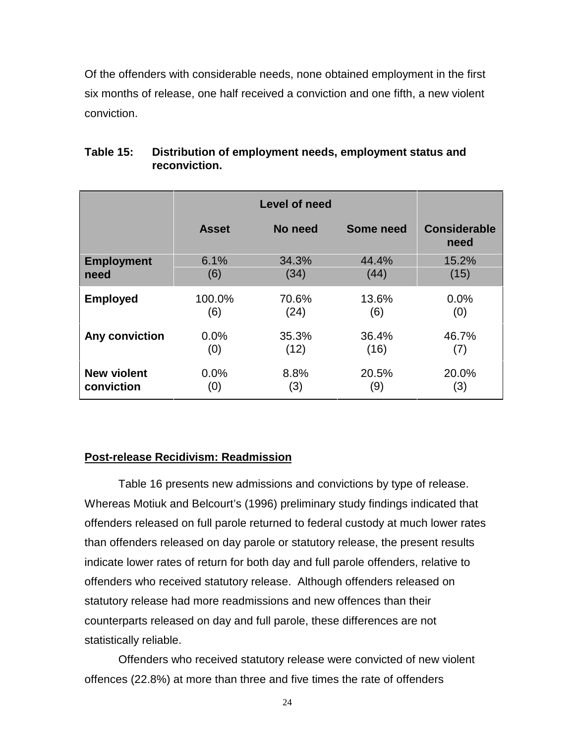Of the offenders with considerable needs, none obtained employment in the first six months of release, one half received a conviction and one fifth, a new violent conviction.

**Table 15: Distribution of employment needs, employment status and reconviction.**

| | Level of need | | | |
|---|---|---|---|---|
| | **Asset** | **No need** | **Some need** | **Considerable need** |
| **Employment need** | 6.1% (6) | 34.3% (34) | 44.4% (44) | 15.2% (15) |
| **Employed** | 100.0% (6) | 70.6% (24) | 13.6% (6) | 0.0% (0) |
| **Any conviction** | 0.0% (0) | 35.3% (12) | 36.4% (16) | 46.7% (7) |
| **New violent conviction** | 0.0% (0) | 8.8% (3) | 20.5% (9) | 20.0% (3) |

## Post-release Recidivism: Readmission

Table 16 presents new admissions and convictions by type of release. Whereas Motiuk and Belcourt's (1996) preliminary study findings indicated that offenders released on full parole returned to federal custody at much lower rates than offenders released on day parole or statutory release, the present results indicate lower rates of return for both day and full parole offenders, relative to offenders who received statutory release. Although offenders released on statutory release had more readmissions and new offences than their counterparts released on day and full parole, these differences are not statistically reliable.

Offenders who received statutory release were convicted of new violent offences (22.8%) at more than three and five times the rate of offenders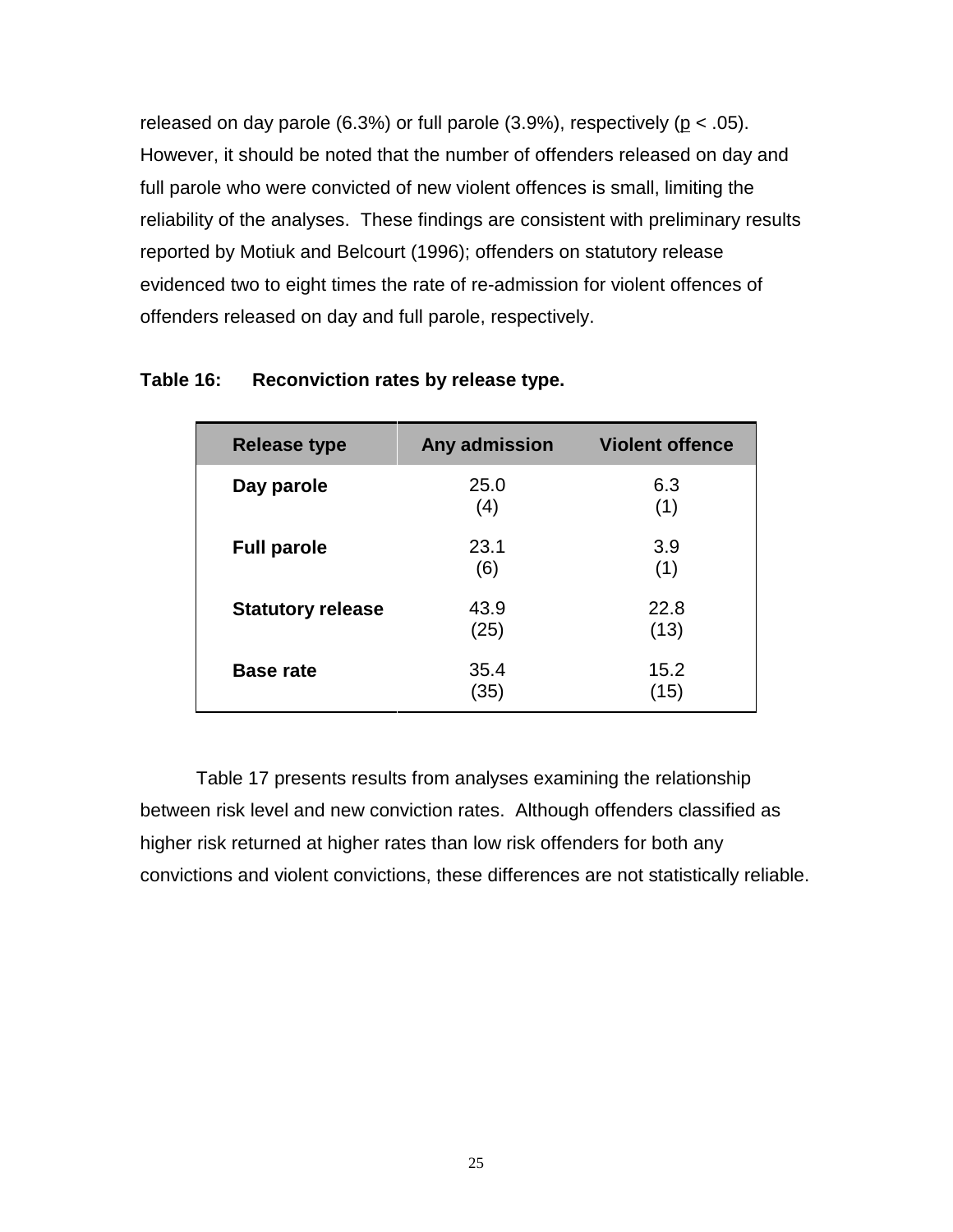released on day parole (6.3%) or full parole (3.9%), respectively ($p < .05$). However, it should be noted that the number of offenders released on day and full parole who were convicted of new violent offences is small, limiting the reliability of the analyses. These findings are consistent with preliminary results reported by Motiuk and Belcourt (1996); offenders on statutory release evidenced two to eight times the rate of re-admission for violent offences of offenders released on day and full parole, respectively.

**Table 16: Reconviction rates by release type.**

| Release type | Any admission | Violent offence |
|---|---|---|
| **Day parole** | 25.0 (4) | 6.3 (1) |
| **Full parole** | 23.1 (6) | 3.9 (1) |
| **Statutory release** | 43.9 (25) | 22.8 (13) |
| **Base rate** | 35.4 (35) | 15.2 (15) |

Table 17 presents results from analyses examining the relationship between risk level and new conviction rates. Although offenders classified as higher risk returned at higher rates than low risk offenders for both any convictions and violent convictions, these differences are not statistically reliable.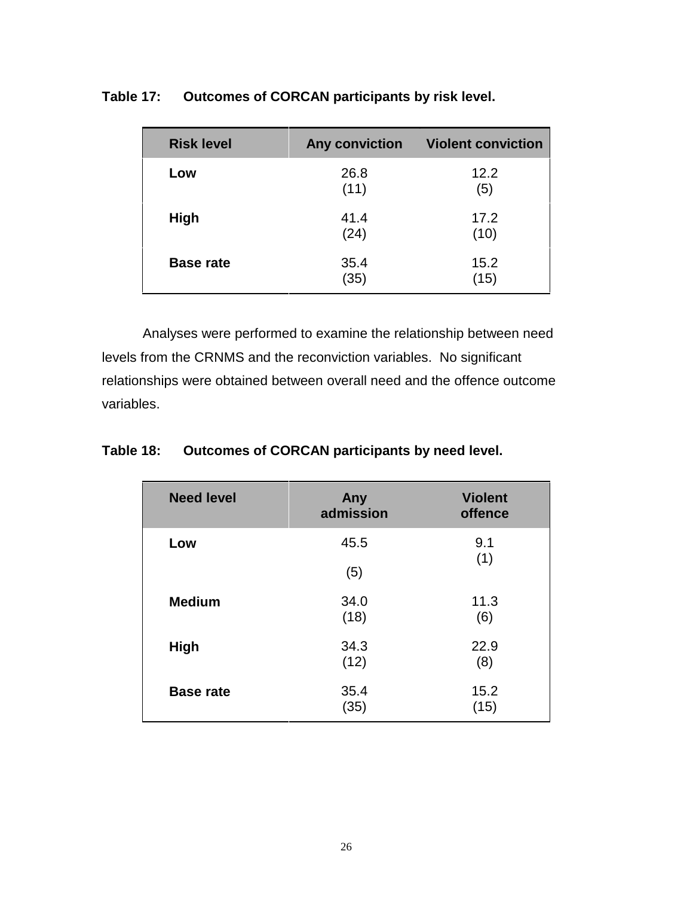**Table 17: Outcomes of CORCAN participants by risk level.**

| Risk level | Any conviction | Violent conviction |
|---|---|---|
| **Low** | 26.8 (11) | 12.2 (5) |
| **High** | 41.4 (24) | 17.2 (10) |
| **Base rate** | 35.4 (35) | 15.2 (15) |

Analyses were performed to examine the relationship between need levels from the CRNMS and the reconviction variables. No significant relationships were obtained between overall need and the offence outcome variables.

**Table 18: Outcomes of CORCAN participants by need level.**

| Need level | Any admission | Violent offence |
|---|---|---|
| **Low** | 45.5 (5) | 9.1 (1) |
| **Medium** | 34.0 (18) | 11.3 (6) |
| **High** | 34.3 (12) | 22.9 (8) |
| **Base rate** | 35.4 (35) | 15.2 (15) |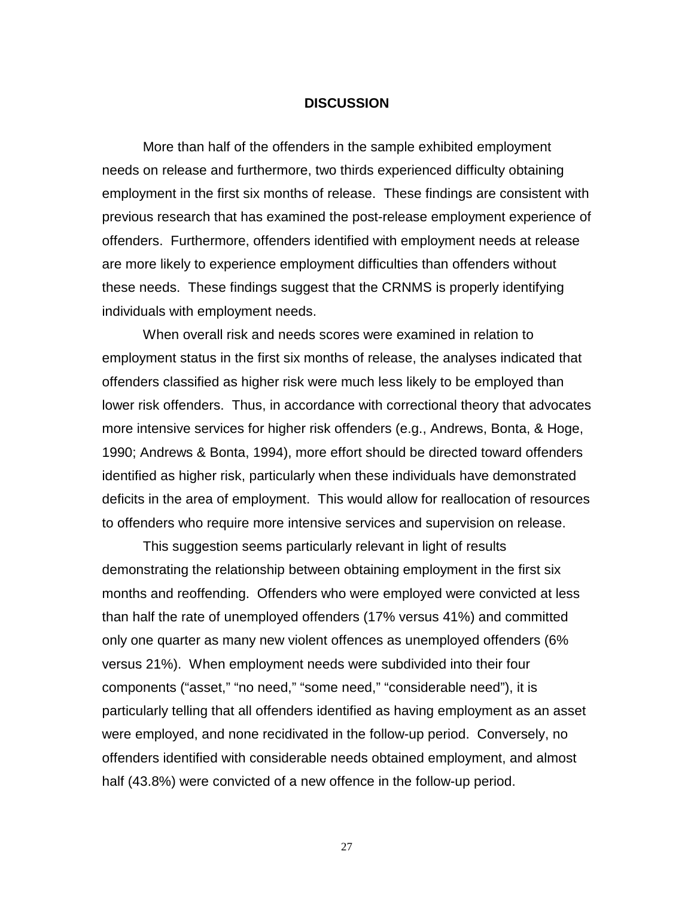## DISCUSSION

More than half of the offenders in the sample exhibited employment needs on release and furthermore, two thirds experienced difficulty obtaining employment in the first six months of release. These findings are consistent with previous research that has examined the post-release employment experience of offenders. Furthermore, offenders identified with employment needs at release are more likely to experience employment difficulties than offenders without these needs. These findings suggest that the CRNMS is properly identifying individuals with employment needs.

When overall risk and needs scores were examined in relation to employment status in the first six months of release, the analyses indicated that offenders classified as higher risk were much less likely to be employed than lower risk offenders. Thus, in accordance with correctional theory that advocates more intensive services for higher risk offenders (e.g., Andrews, Bonta, & Hoge, 1990; Andrews & Bonta, 1994), more effort should be directed toward offenders identified as higher risk, particularly when these individuals have demonstrated deficits in the area of employment. This would allow for reallocation of resources to offenders who require more intensive services and supervision on release.

This suggestion seems particularly relevant in light of results demonstrating the relationship between obtaining employment in the first six months and reoffending. Offenders who were employed were convicted at less than half the rate of unemployed offenders (17% versus 41%) and committed only one quarter as many new violent offences as unemployed offenders (6% versus 21%). When employment needs were subdivided into their four components ("asset," "no need," "some need," "considerable need"), it is particularly telling that all offenders identified as having employment as an asset were employed, and none recidivated in the follow-up period. Conversely, no offenders identified with considerable needs obtained employment, and almost half (43.8%) were convicted of a new offence in the follow-up period.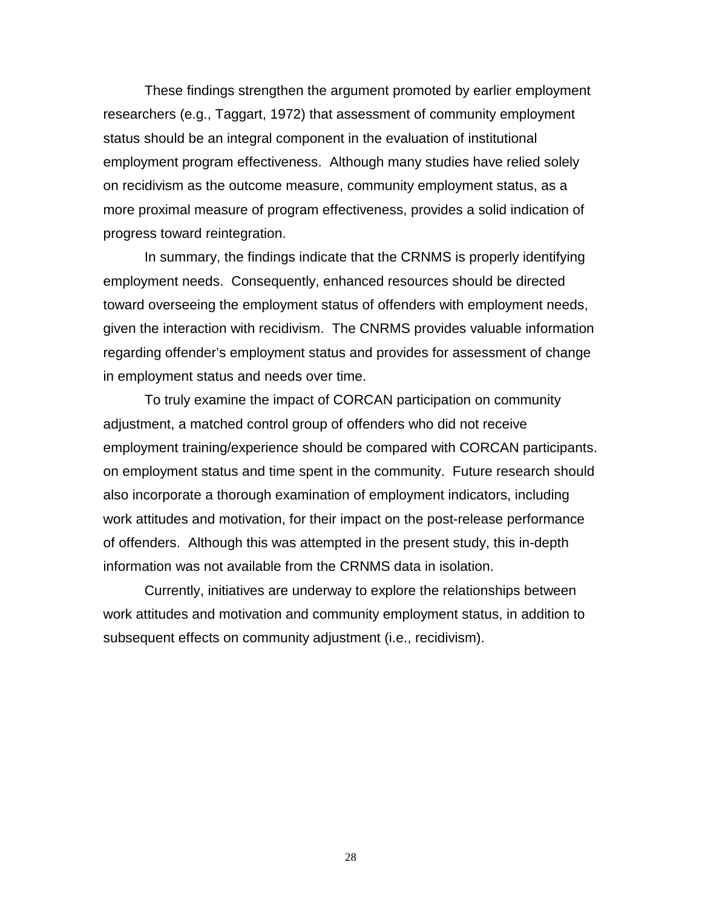These findings strengthen the argument promoted by earlier employment researchers (e.g., Taggart, 1972) that assessment of community employment status should be an integral component in the evaluation of institutional employment program effectiveness. Although many studies have relied solely on recidivism as the outcome measure, community employment status, as a more proximal measure of program effectiveness, provides a solid indication of progress toward reintegration.

In summary, the findings indicate that the CRNMS is properly identifying employment needs. Consequently, enhanced resources should be directed toward overseeing the employment status of offenders with employment needs, given the interaction with recidivism. The CNRMS provides valuable information regarding offender's employment status and provides for assessment of change in employment status and needs over time.

To truly examine the impact of CORCAN participation on community adjustment, a matched control group of offenders who did not receive employment training/experience should be compared with CORCAN participants. on employment status and time spent in the community. Future research should also incorporate a thorough examination of employment indicators, including work attitudes and motivation, for their impact on the post-release performance of offenders. Although this was attempted in the present study, this in-depth information was not available from the CRNMS data in isolation.

Currently, initiatives are underway to explore the relationships between work attitudes and motivation and community employment status, in addition to subsequent effects on community adjustment (i.e., recidivism).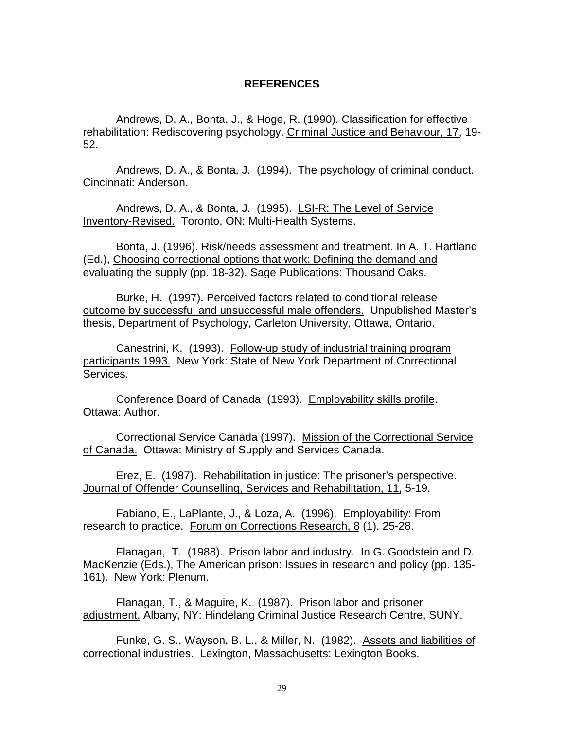## REFERENCES

Andrews, D. A., Bonta, J., & Hoge, R. (1990). Classification for effective rehabilitation: Rediscovering psychology. Criminal Justice and Behaviour, 17, 19-52.

Andrews, D. A., & Bonta, J. (1994). The psychology of criminal conduct. Cincinnati: Anderson.

Andrews, D. A., & Bonta, J. (1995). LSI-R: The Level of Service Inventory-Revised. Toronto, ON: Multi-Health Systems.

Bonta, J. (1996). Risk/needs assessment and treatment. In A. T. Hartland (Ed.), Choosing correctional options that work: Defining the demand and evaluating the supply (pp. 18-32). Sage Publications: Thousand Oaks.

Burke, H. (1997). Perceived factors related to conditional release outcome by successful and unsuccessful male offenders. Unpublished Master's thesis, Department of Psychology, Carleton University, Ottawa, Ontario.

Canestrini, K. (1993). Follow-up study of industrial training program participants 1993. New York: State of New York Department of Correctional Services.

Conference Board of Canada (1993). Employability skills profile. Ottawa: Author.

Correctional Service Canada (1997). Mission of the Correctional Service of Canada. Ottawa: Ministry of Supply and Services Canada.

Erez, E. (1987). Rehabilitation in justice: The prisoner's perspective. Journal of Offender Counselling, Services and Rehabilitation, 11, 5-19.

Fabiano, E., LaPlante, J., & Loza, A. (1996). Employability: From research to practice. Forum on Corrections Research, 8 (1), 25-28.

Flanagan, T. (1988). Prison labor and industry. In G. Goodstein and D. MacKenzie (Eds.), The American prison: Issues in research and policy (pp. 135-161). New York: Plenum.

Flanagan, T., & Maguire, K. (1987). Prison labor and prisoner adjustment. Albany, NY: Hindelang Criminal Justice Research Centre, SUNY.

Funke, G. S., Wayson, B. L., & Miller, N. (1982). Assets and liabilities of correctional industries. Lexington, Massachusetts: Lexington Books.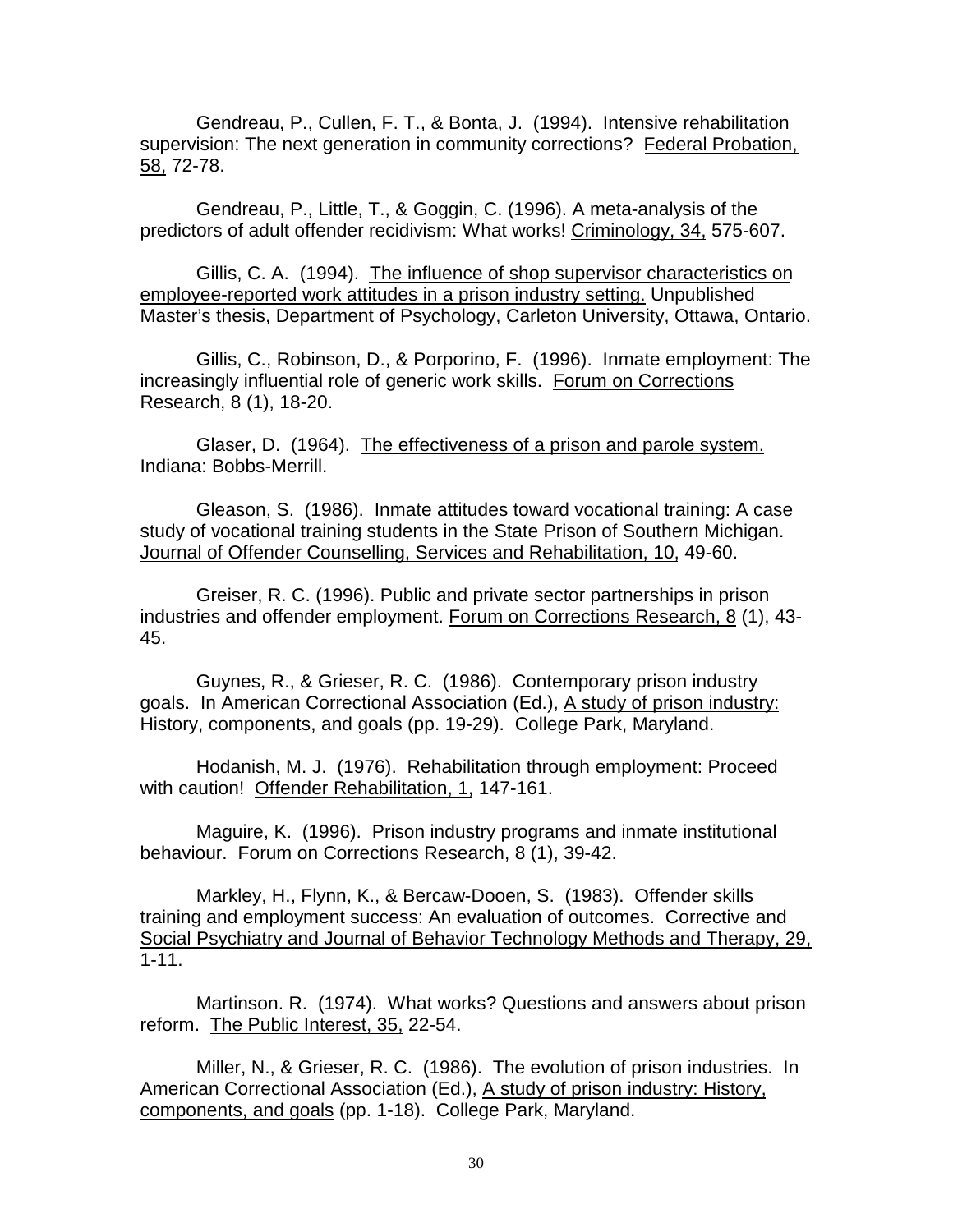Gendreau, P., Cullen, F. T., & Bonta, J. (1994). Intensive rehabilitation supervision: The next generation in community corrections? Federal Probation, 58, 72-78.

Gendreau, P., Little, T., & Goggin, C. (1996). A meta-analysis of the predictors of adult offender recidivism: What works! Criminology, 34, 575-607.

Gillis, C. A. (1994). The influence of shop supervisor characteristics on employee-reported work attitudes in a prison industry setting. Unpublished Master's thesis, Department of Psychology, Carleton University, Ottawa, Ontario.

Gillis, C., Robinson, D., & Porporino, F. (1996). Inmate employment: The increasingly influential role of generic work skills. Forum on Corrections Research, 8 (1), 18-20.

Glaser, D. (1964). The effectiveness of a prison and parole system. Indiana: Bobbs-Merrill.

Gleason, S. (1986). Inmate attitudes toward vocational training: A case study of vocational training students in the State Prison of Southern Michigan. Journal of Offender Counselling, Services and Rehabilitation, 10, 49-60.

Greiser, R. C. (1996). Public and private sector partnerships in prison industries and offender employment. Forum on Corrections Research, 8 (1), 43-45.

Guynes, R., & Grieser, R. C. (1986). Contemporary prison industry goals. In American Correctional Association (Ed.), A study of prison industry: History, components, and goals (pp. 19-29). College Park, Maryland.

Hodanish, M. J. (1976). Rehabilitation through employment: Proceed with caution! Offender Rehabilitation, 1, 147-161.

Maguire, K. (1996). Prison industry programs and inmate institutional behaviour. Forum on Corrections Research, 8 (1), 39-42.

Markley, H., Flynn, K., & Bercaw-Dooen, S. (1983). Offender skills training and employment success: An evaluation of outcomes. Corrective and Social Psychiatry and Journal of Behavior Technology Methods and Therapy, 29, 1-11.

Martinson. R. (1974). What works? Questions and answers about prison reform. The Public Interest, 35, 22-54.

Miller, N., & Grieser, R. C. (1986). The evolution of prison industries. In American Correctional Association (Ed.), A study of prison industry: History, components, and goals (pp. 1-18). College Park, Maryland.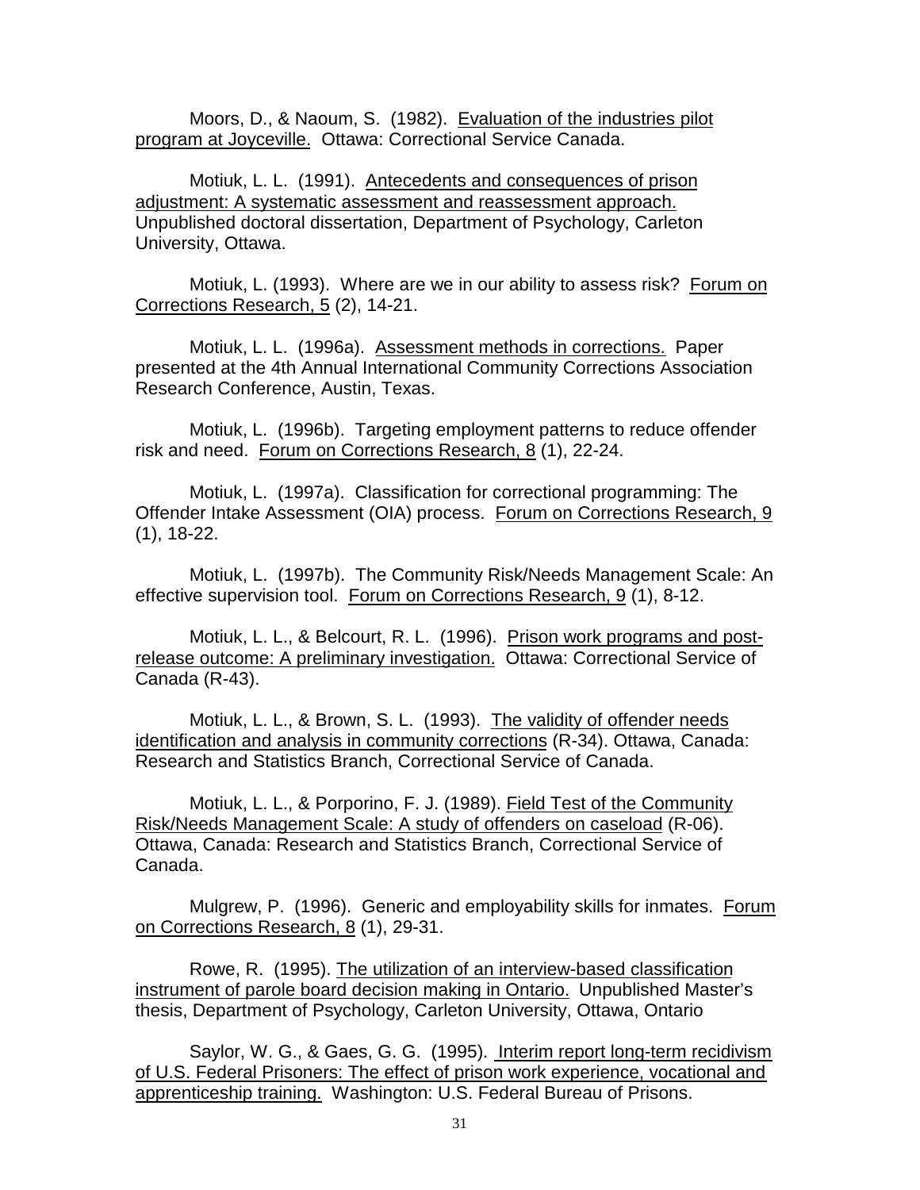Moors, D., & Naoum, S. (1982). Evaluation of the industries pilot program at Joyceville. Ottawa: Correctional Service Canada.

Motiuk, L. L. (1991). Antecedents and consequences of prison adjustment: A systematic assessment and reassessment approach. Unpublished doctoral dissertation, Department of Psychology, Carleton University, Ottawa.

Motiuk, L. (1993). Where are we in our ability to assess risk? Forum on Corrections Research, 5 (2), 14-21.

Motiuk, L. L. (1996a). Assessment methods in corrections. Paper presented at the 4th Annual International Community Corrections Association Research Conference, Austin, Texas.

Motiuk, L. (1996b). Targeting employment patterns to reduce offender risk and need. Forum on Corrections Research, 8 (1), 22-24.

Motiuk, L. (1997a). Classification for correctional programming: The Offender Intake Assessment (OIA) process. Forum on Corrections Research, 9 (1), 18-22.

Motiuk, L. (1997b). The Community Risk/Needs Management Scale: An effective supervision tool. Forum on Corrections Research, 9 (1), 8-12.

Motiuk, L. L., & Belcourt, R. L. (1996). Prison work programs and post-release outcome: A preliminary investigation. Ottawa: Correctional Service of Canada (R-43).

Motiuk, L. L., & Brown, S. L. (1993). The validity of offender needs identification and analysis in community corrections (R-34). Ottawa, Canada: Research and Statistics Branch, Correctional Service of Canada.

Motiuk, L. L., & Porporino, F. J. (1989). Field Test of the Community Risk/Needs Management Scale: A study of offenders on caseload (R-06). Ottawa, Canada: Research and Statistics Branch, Correctional Service of Canada.

Mulgrew, P. (1996). Generic and employability skills for inmates. Forum on Corrections Research, 8 (1), 29-31.

Rowe, R. (1995). The utilization of an interview-based classification instrument of parole board decision making in Ontario. Unpublished Master's thesis, Department of Psychology, Carleton University, Ottawa, Ontario

Saylor, W. G., & Gaes, G. G. (1995). Interim report long-term recidivism of U.S. Federal Prisoners: The effect of prison work experience, vocational and apprenticeship training. Washington: U.S. Federal Bureau of Prisons.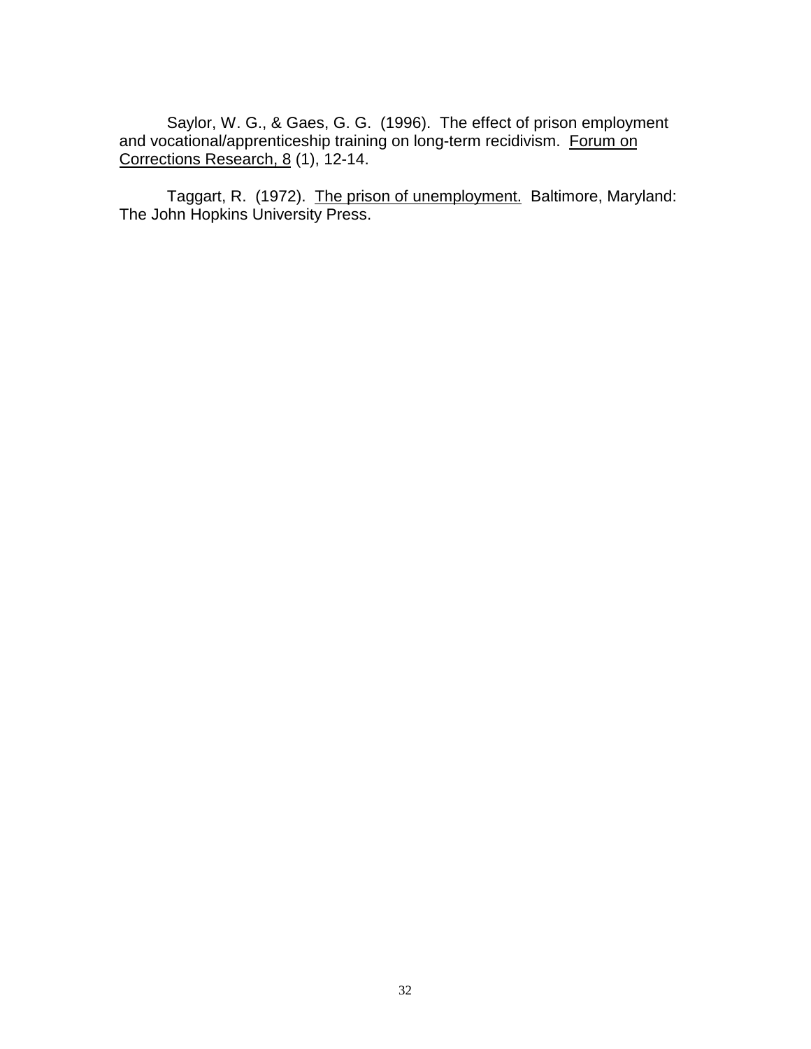Saylor, W. G., & Gaes, G. G. (1996). The effect of prison employment and vocational/apprenticeship training on long-term recidivism. Forum on Corrections Research, 8 (1), 12-14.

Taggart, R. (1972). The prison of unemployment. Baltimore, Maryland: The John Hopkins University Press.